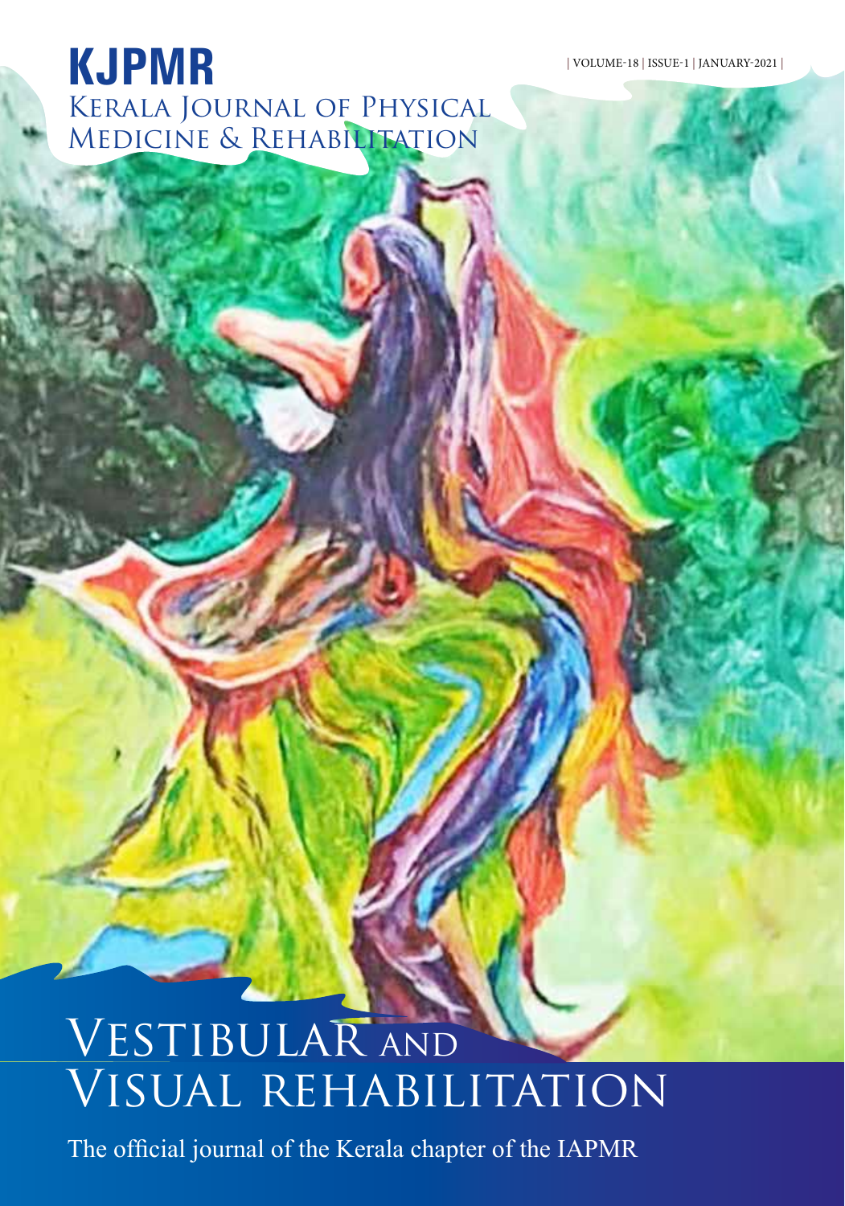# KJPMR

## Kerala Journal of Physical Medicine & Rehabilitation

| VOLUME-18 | ISSUE-1 | JANUARY-2021 |

# Vestibular and Visual rehabilitation

The official journal of the Kerala chapter of the IAPMR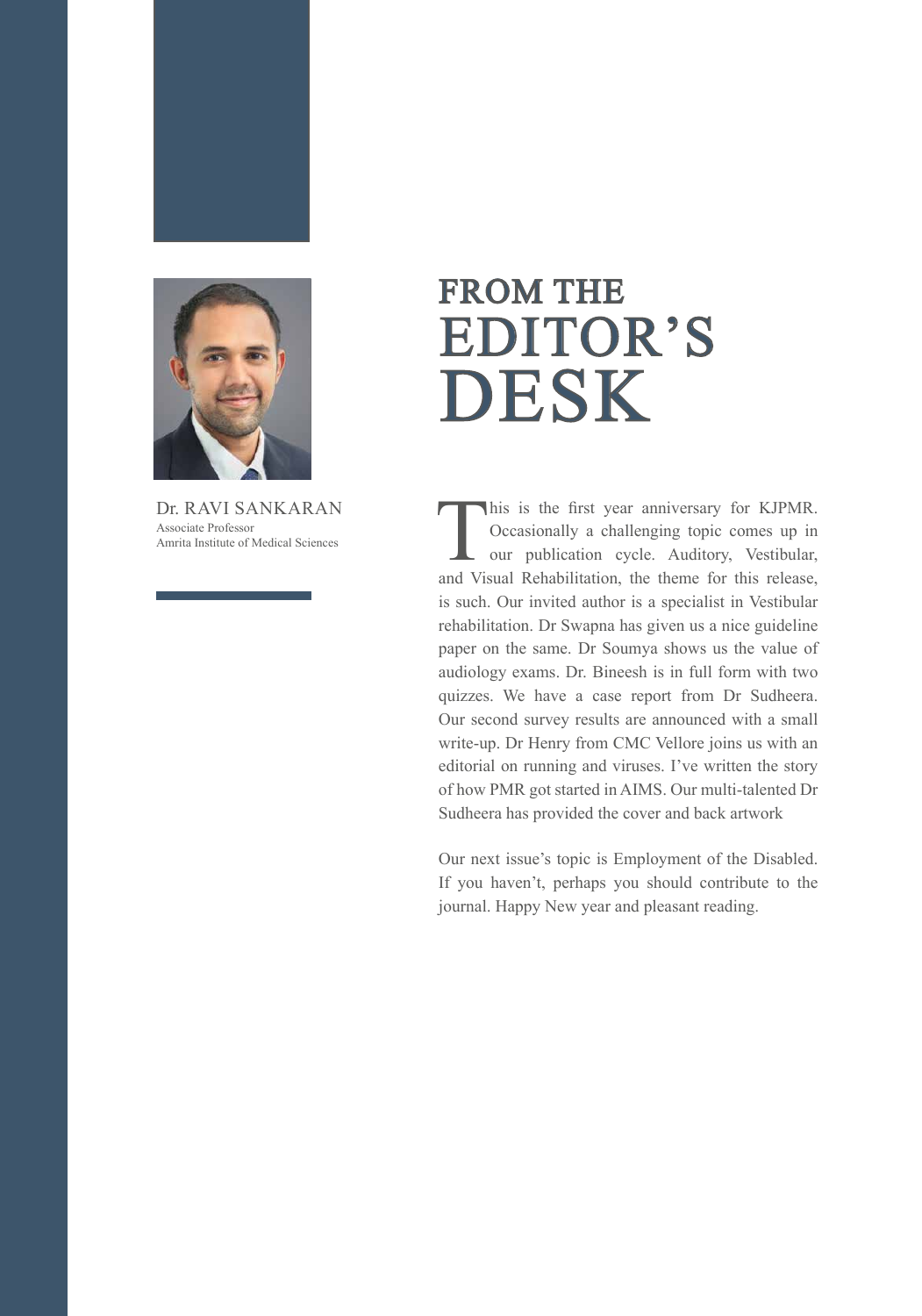# FROM THE EDITOR'S DESK

Dr. RAVI SANKARAN
Associate Professor
Amrita Institute of Medical Sciences

This is the first year anniversary for KJPMR. Occasionally a challenging topic comes up in our publication cycle. Auditory, Vestibular, and Visual Rehabilitation, the theme for this release, is such. Our invited author is a specialist in Vestibular rehabilitation. Dr Swapna has given us a nice guideline paper on the same. Dr Soumya shows us the value of audiology exams. Dr. Bineesh is in full form with two quizzes. We have a case report from Dr Sudheera. Our second survey results are announced with a small write-up. Dr Henry from CMC Vellore joins us with an editorial on running and viruses. I've written the story of how PMR got started in AIMS. Our multi-talented Dr Sudheera has provided the cover and back artwork

Our next issue's topic is Employment of the Disabled. If you haven't, perhaps you should contribute to the journal. Happy New year and pleasant reading.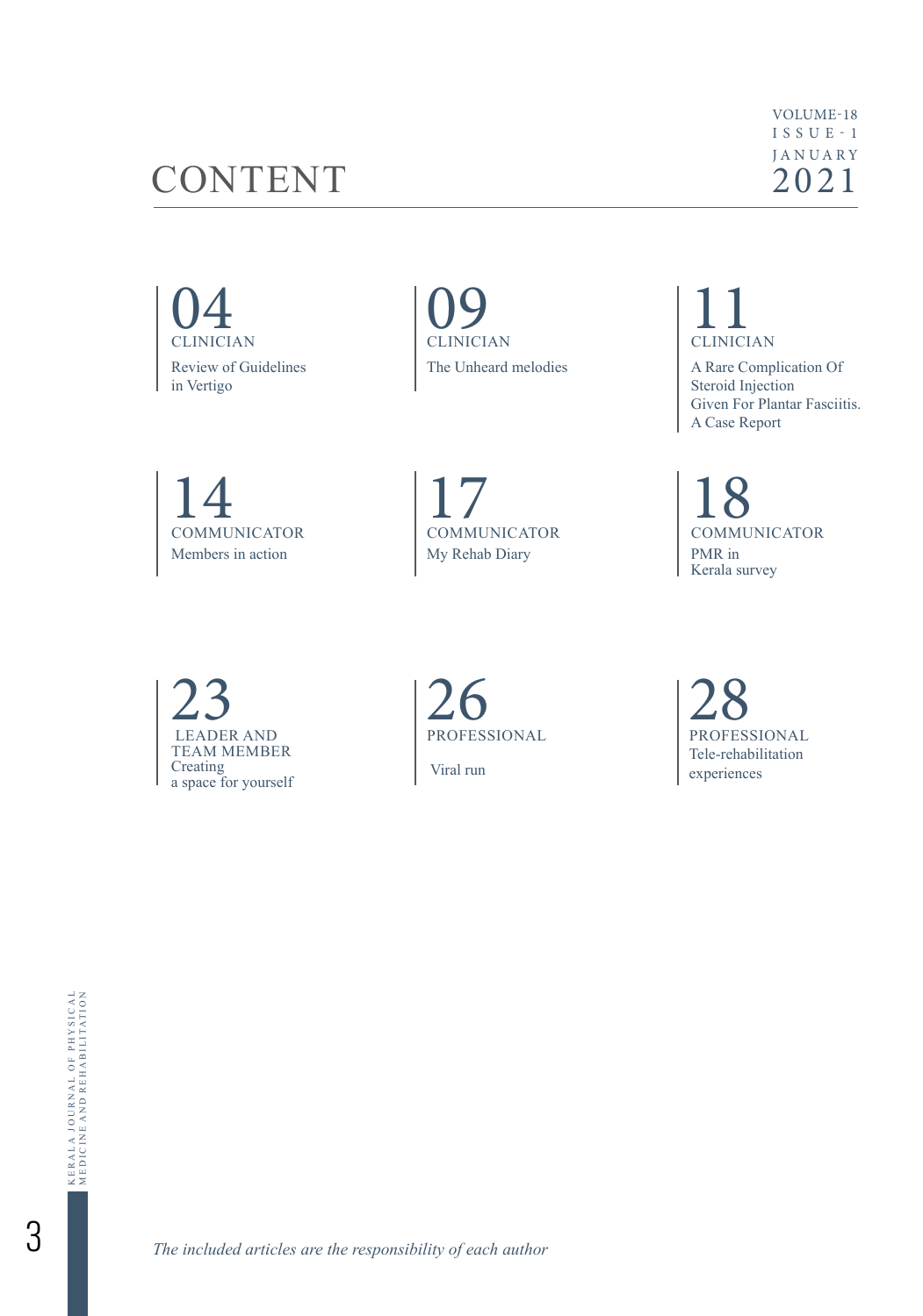# CONTENT

VOLUME-18
ISSUE - 1
JANUARY
2021

**04**
CLINICIAN
Review of Guidelines in Vertigo

**09**
CLINICIAN
The Unheard melodies

**11**
CLINICIAN
A Rare Complication Of Steroid Injection Given For Plantar Fasciitis. A Case Report

**14**
COMMUNICATOR
Members in action

**17**
COMMUNICATOR
My Rehab Diary

**18**
COMMUNICATOR
PMR in Kerala survey

**23**
LEADER AND TEAM MEMBER
Creating a space for yourself

**26**
PROFESSIONAL
Viral run

**28**
PROFESSIONAL
Tele-rehabilitation experiences

*The included articles are the responsibility of each author*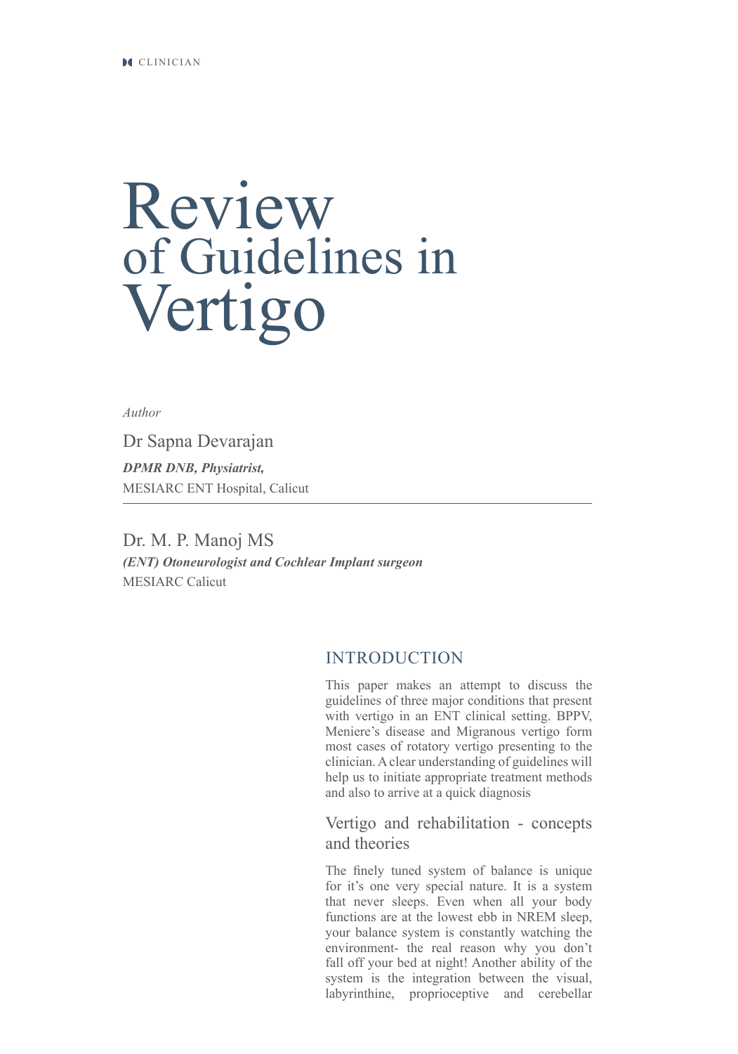# Review of Guidelines in Vertigo

*Author*

Dr Sapna Devarajan
***DPMR DNB, Physiatrist,***
MESIARC ENT Hospital, Calicut

Dr. M. P. Manoj MS
***(ENT) Otoneurologist and Cochlear Implant surgeon***
MESIARC Calicut

## INTRODUCTION

This paper makes an attempt to discuss the guidelines of three major conditions that present with vertigo in an ENT clinical setting. BPPV, Meniere's disease and Migranous vertigo form most cases of rotatory vertigo presenting to the clinician. A clear understanding of guidelines will help us to initiate appropriate treatment methods and also to arrive at a quick diagnosis

### Vertigo and rehabilitation - concepts and theories

The finely tuned system of balance is unique for it's one very special nature. It is a system that never sleeps. Even when all your body functions are at the lowest ebb in NREM sleep, your balance system is constantly watching the environment- the real reason why you don't fall off your bed at night! Another ability of the system is the integration between the visual, labyrinthine, proprioceptive and cerebellar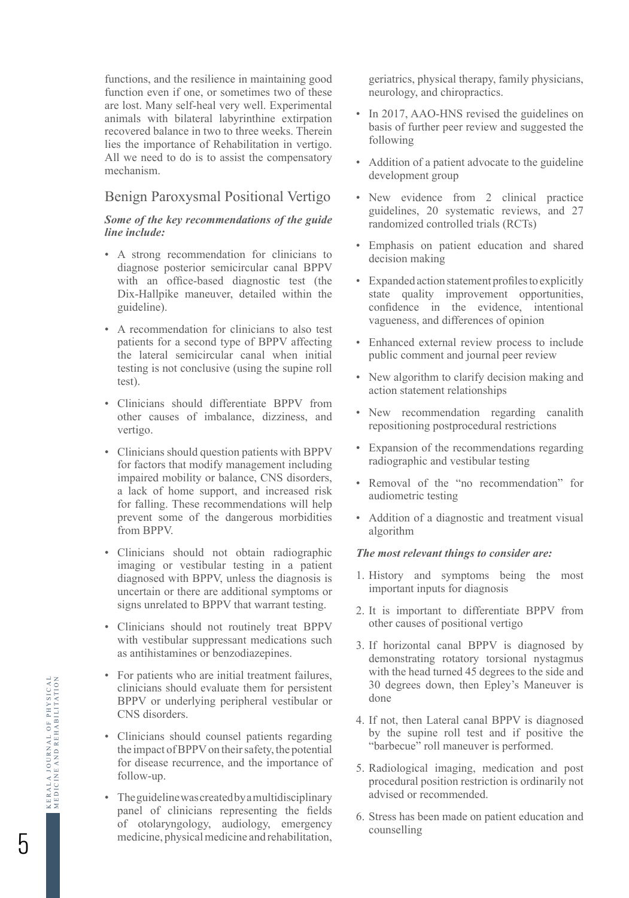functions, and the resilience in maintaining good function even if one, or sometimes two of these are lost. Many self-heal very well. Experimental animals with bilateral labyrinthine extirpation recovered balance in two to three weeks. Therein lies the importance of Rehabilitation in vertigo. All we need to do is to assist the compensatory mechanism.

## Benign Paroxysmal Positional Vertigo

***Some of the key recommendations of the guide line include:***

- A strong recommendation for clinicians to diagnose posterior semicircular canal BPPV with an office-based diagnostic test (the Dix-Hallpike maneuver, detailed within the guideline).
- A recommendation for clinicians to also test patients for a second type of BPPV affecting the lateral semicircular canal when initial testing is not conclusive (using the supine roll test).
- Clinicians should differentiate BPPV from other causes of imbalance, dizziness, and vertigo.
- Clinicians should question patients with BPPV for factors that modify management including impaired mobility or balance, CNS disorders, a lack of home support, and increased risk for falling. These recommendations will help prevent some of the dangerous morbidities from BPPV.
- Clinicians should not obtain radiographic imaging or vestibular testing in a patient diagnosed with BPPV, unless the diagnosis is uncertain or there are additional symptoms or signs unrelated to BPPV that warrant testing.
- Clinicians should not routinely treat BPPV with vestibular suppressant medications such as antihistamines or benzodiazepines.
- For patients who are initial treatment failures, clinicians should evaluate them for persistent BPPV or underlying peripheral vestibular or CNS disorders.
- Clinicians should counsel patients regarding the impact of BPPV on their safety, the potential for disease recurrence, and the importance of follow-up.
- The guideline was created by a multidisciplinary panel of clinicians representing the fields of otolaryngology, audiology, emergency medicine, physical medicine and rehabilitation, geriatrics, physical therapy, family physicians, neurology, and chiropractics.
- In 2017, AAO-HNS revised the guidelines on basis of further peer review and suggested the following
- Addition of a patient advocate to the guideline development group
- New evidence from 2 clinical practice guidelines, 20 systematic reviews, and 27 randomized controlled trials (RCTs)
- Emphasis on patient education and shared decision making
- Expanded action statement profiles to explicitly state quality improvement opportunities, confidence in the evidence, intentional vagueness, and differences of opinion
- Enhanced external review process to include public comment and journal peer review
- New algorithm to clarify decision making and action statement relationships
- New recommendation regarding canalith repositioning postprocedural restrictions
- Expansion of the recommendations regarding radiographic and vestibular testing
- Removal of the "no recommendation" for audiometric testing
- Addition of a diagnostic and treatment visual algorithm

***The most relevant things to consider are:***

1. History and symptoms being the most important inputs for diagnosis
2. It is important to differentiate BPPV from other causes of positional vertigo
3. If horizontal canal BPPV is diagnosed by demonstrating rotatory torsional nystagmus with the head turned 45 degrees to the side and 30 degrees down, then Epley's Maneuver is done
4. If not, then Lateral canal BPPV is diagnosed by the supine roll test and if positive the "barbecue" roll maneuver is performed.
5. Radiological imaging, medication and post procedural position restriction is ordinarily not advised or recommended.
6. Stress has been made on patient education and counselling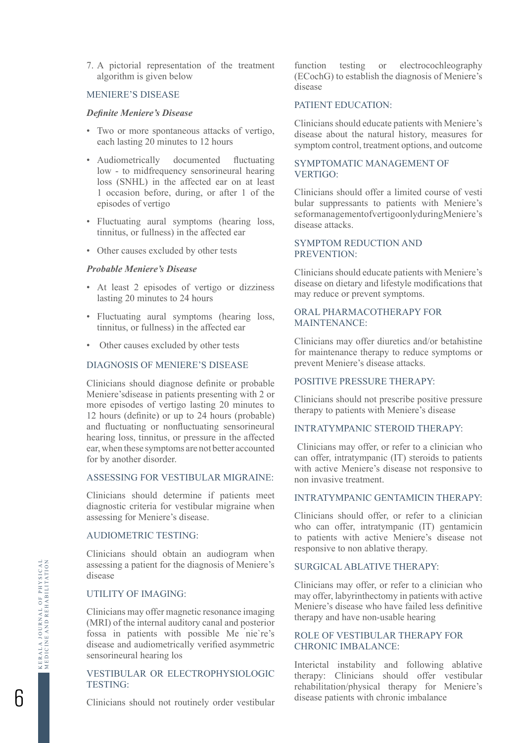7. A pictorial representation of the treatment algorithm is given below

## MENIERE'S DISEASE

### *Definite Meniere's Disease*

- Two or more spontaneous attacks of vertigo, each lasting 20 minutes to 12 hours
- Audiometrically documented fluctuating low - to midfrequency sensorineural hearing loss (SNHL) in the affected ear on at least 1 occasion before, during, or after 1 of the episodes of vertigo
- Fluctuating aural symptoms (hearing loss, tinnitus, or fullness) in the affected ear
- Other causes excluded by other tests

### *Probable Meniere's Disease*

- At least 2 episodes of vertigo or dizziness lasting 20 minutes to 24 hours
- Fluctuating aural symptoms (hearing loss, tinnitus, or fullness) in the affected ear
- Other causes excluded by other tests

## DIAGNOSIS OF MENIERE'S DISEASE

Clinicians should diagnose definite or probable Meniere'sdisease in patients presenting with 2 or more episodes of vertigo lasting 20 minutes to 12 hours (definite) or up to 24 hours (probable) and fluctuating or nonfluctuating sensorineural hearing loss, tinnitus, or pressure in the affected ear, when these symptoms are not better accounted for by another disorder.

## ASSESSING FOR VESTIBULAR MIGRAINE:

Clinicians should determine if patients meet diagnostic criteria for vestibular migraine when assessing for Meniere's disease.

## AUDIOMETRIC TESTING:

Clinicians should obtain an audiogram when assessing a patient for the diagnosis of Meniere's disease

## UTILITY OF IMAGING:

Clinicians may offer magnetic resonance imaging (MRI) of the internal auditory canal and posterior fossa in patients with possible Me ́nie`re's disease and audiometrically verified asymmetric sensorineural hearing los

## VESTIBULAR OR ELECTROPHYSIOLOGIC TESTING:

Clinicians should not routinely order vestibular function testing or electrocochleography (ECochG) to establish the diagnosis of Meniere's disease

## PATIENT EDUCATION:

Clinicians should educate patients with Meniere's disease about the natural history, measures for symptom control, treatment options, and outcome

## SYMPTOMATIC MANAGEMENT OF VERTIGO:

Clinicians should offer a limited course of vesti bular suppressants to patients with Meniere's seformanagementofvertigoonlyduringMeniere's disease attacks.

## SYMPTOM REDUCTION AND PREVENTION:

Clinicians should educate patients with Meniere's disease on dietary and lifestyle modifications that may reduce or prevent symptoms.

## ORAL PHARMACOTHERAPY FOR MAINTENANCE:

Clinicians may offer diuretics and/or betahistine for maintenance therapy to reduce symptoms or prevent Meniere's disease attacks.

## POSITIVE PRESSURE THERAPY:

Clinicians should not prescribe positive pressure therapy to patients with Meniere's disease

## INTRATYMPANIC STEROID THERAPY:

Clinicians may offer, or refer to a clinician who can offer, intratympanic (IT) steroids to patients with active Meniere's disease not responsive to non invasive treatment.

## INTRATYMPANIC GENTAMICIN THERAPY:

Clinicians should offer, or refer to a clinician who can offer, intratympanic (IT) gentamicin to patients with active Meniere's disease not responsive to non ablative therapy.

## SURGICAL ABLATIVE THERAPY:

Clinicians may offer, or refer to a clinician who may offer, labyrinthectomy in patients with active Meniere's disease who have failed less definitive therapy and have non-usable hearing

## ROLE OF VESTIBULAR THERAPY FOR CHRONIC IMBALANCE:

Interictal instability and following ablative therapy: Clinicians should offer vestibular rehabilitation/physical therapy for Meniere's disease patients with chronic imbalance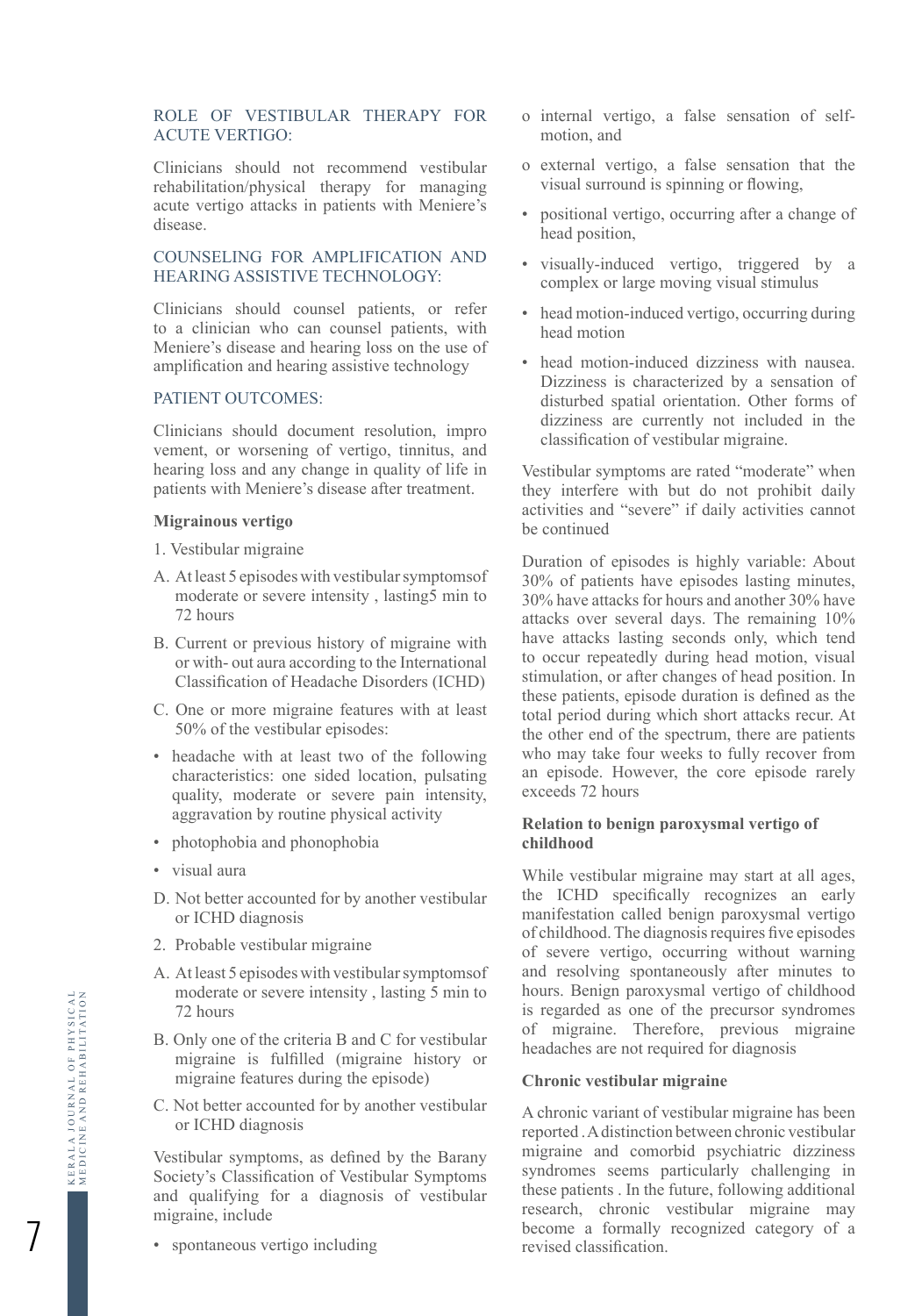ROLE OF VESTIBULAR THERAPY FOR ACUTE VERTIGO:

Clinicians should not recommend vestibular rehabilitation/physical therapy for managing acute vertigo attacks in patients with Meniere's disease.

COUNSELING FOR AMPLIFICATION AND HEARING ASSISTIVE TECHNOLOGY:

Clinicians should counsel patients, or refer to a clinician who can counsel patients, with Meniere's disease and hearing loss on the use of amplification and hearing assistive technology

PATIENT OUTCOMES:

Clinicians should document resolution, impro vement, or worsening of vertigo, tinnitus, and hearing loss and any change in quality of life in patients with Meniere's disease after treatment.

**Migrainous vertigo**

1. Vestibular migraine

A. At least 5 episodes with vestibular symptomsof moderate or severe intensity , lasting5 min to 72 hours

B. Current or previous history of migraine with or with- out aura according to the International Classification of Headache Disorders (ICHD)

C. One or more migraine features with at least 50% of the vestibular episodes:

- headache with at least two of the following characteristics: one sided location, pulsating quality, moderate or severe pain intensity, aggravation by routine physical activity
- photophobia and phonophobia
- visual aura

D. Not better accounted for by another vestibular or ICHD diagnosis

2. Probable vestibular migraine

A. At least 5 episodes with vestibular symptomsof moderate or severe intensity , lasting 5 min to 72 hours

B. Only one of the criteria B and C for vestibular migraine is fulfilled (migraine history or migraine features during the episode)

C. Not better accounted for by another vestibular or ICHD diagnosis

Vestibular symptoms, as defined by the Barany Society's Classification of Vestibular Symptoms and qualifying for a diagnosis of vestibular migraine, include

- spontaneous vertigo including
  - o internal vertigo, a false sensation of self-motion, and
  - o external vertigo, a false sensation that the visual surround is spinning or flowing,
- positional vertigo, occurring after a change of head position,
- visually-induced vertigo, triggered by a complex or large moving visual stimulus
- head motion-induced vertigo, occurring during head motion
- head motion-induced dizziness with nausea. Dizziness is characterized by a sensation of disturbed spatial orientation. Other forms of dizziness are currently not included in the classification of vestibular migraine.

Vestibular symptoms are rated "moderate" when they interfere with but do not prohibit daily activities and "severe" if daily activities cannot be continued

Duration of episodes is highly variable: About 30% of patients have episodes lasting minutes, 30% have attacks for hours and another 30% have attacks over several days. The remaining 10% have attacks lasting seconds only, which tend to occur repeatedly during head motion, visual stimulation, or after changes of head position. In these patients, episode duration is defined as the total period during which short attacks recur. At the other end of the spectrum, there are patients who may take four weeks to fully recover from an episode. However, the core episode rarely exceeds 72 hours

**Relation to benign paroxysmal vertigo of childhood**

While vestibular migraine may start at all ages, the ICHD specifically recognizes an early manifestation called benign paroxysmal vertigo of childhood. The diagnosis requires five episodes of severe vertigo, occurring without warning and resolving spontaneously after minutes to hours. Benign paroxysmal vertigo of childhood is regarded as one of the precursor syndromes of migraine. Therefore, previous migraine headaches are not required for diagnosis

**Chronic vestibular migraine**

A chronic variant of vestibular migraine has been reported . A distinction between chronic vestibular migraine and comorbid psychiatric dizziness syndromes seems particularly challenging in these patients . In the future, following additional research, chronic vestibular migraine may become a formally recognized category of a revised classification.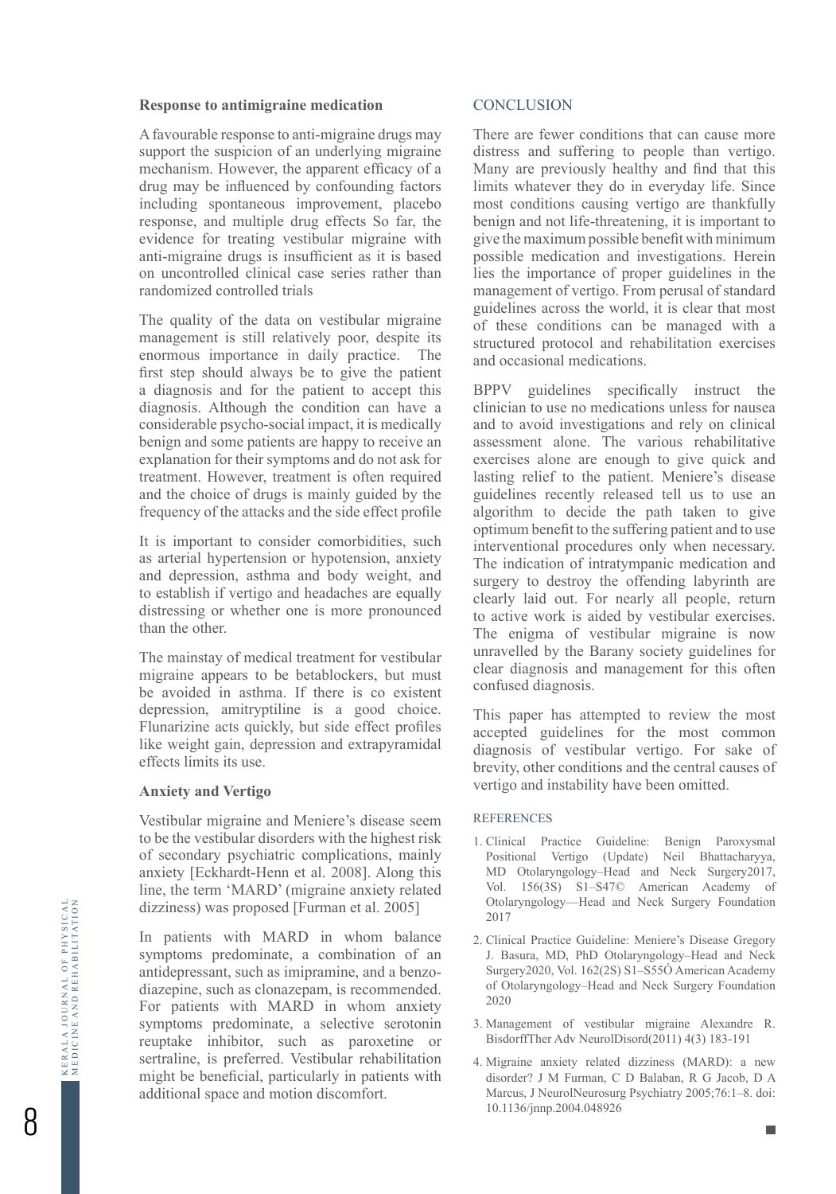### Response to antimigraine medication

A favourable response to anti-migraine drugs may support the suspicion of an underlying migraine mechanism. However, the apparent efficacy of a drug may be influenced by confounding factors including spontaneous improvement, placebo response, and multiple drug effects So far, the evidence for treating vestibular migraine with anti-migraine drugs is insufficient as it is based on uncontrolled clinical case series rather than randomized controlled trials

The quality of the data on vestibular migraine management is still relatively poor, despite its enormous importance in daily practice. The first step should always be to give the patient a diagnosis and for the patient to accept this diagnosis. Although the condition can have a considerable psycho-social impact, it is medically benign and some patients are happy to receive an explanation for their symptoms and do not ask for treatment. However, treatment is often required and the choice of drugs is mainly guided by the frequency of the attacks and the side effect profile

It is important to consider comorbidities, such as arterial hypertension or hypotension, anxiety and depression, asthma and body weight, and to establish if vertigo and headaches are equally distressing or whether one is more pronounced than the other.

The mainstay of medical treatment for vestibular migraine appears to be betablockers, but must be avoided in asthma. If there is co existent depression, amitryptiline is a good choice. Flunarizine acts quickly, but side effect profiles like weight gain, depression and extrapyramidal effects limits its use.

### Anxiety and Vertigo

Vestibular migraine and Meniere's disease seem to be the vestibular disorders with the highest risk of secondary psychiatric complications, mainly anxiety [Eckhardt-Henn et al. 2008]. Along this line, the term 'MARD' (migraine anxiety related dizziness) was proposed [Furman et al. 2005]

In patients with MARD in whom balance symptoms predominate, a combination of an antidepressant, such as imipramine, and a benzodiazepine, such as clonazepam, is recommended. For patients with MARD in whom anxiety symptoms predominate, a selective serotonin reuptake inhibitor, such as paroxetine or sertraline, is preferred. Vestibular rehabilitation might be beneficial, particularly in patients with additional space and motion discomfort.

## CONCLUSION

There are fewer conditions that can cause more distress and suffering to people than vertigo. Many are previously healthy and find that this limits whatever they do in everyday life. Since most conditions causing vertigo are thankfully benign and not life-threatening, it is important to give the maximum possible benefit with minimum possible medication and investigations. Herein lies the importance of proper guidelines in the management of vertigo. From perusal of standard guidelines across the world, it is clear that most of these conditions can be managed with a structured protocol and rehabilitation exercises and occasional medications.

BPPV guidelines specifically instruct the clinician to use no medications unless for nausea and to avoid investigations and rely on clinical assessment alone. The various rehabilitative exercises alone are enough to give quick and lasting relief to the patient. Meniere's disease guidelines recently released tell us to use an algorithm to decide the path taken to give optimum benefit to the suffering patient and to use interventional procedures only when necessary. The indication of intratympanic medication and surgery to destroy the offending labyrinth are clearly laid out. For nearly all people, return to active work is aided by vestibular exercises. The enigma of vestibular migraine is now unravelled by the Barany society guidelines for clear diagnosis and management for this often confused diagnosis.

This paper has attempted to review the most accepted guidelines for the most common diagnosis of vestibular vertigo. For sake of brevity, other conditions and the central causes of vertigo and instability have been omitted.

## REFERENCES

1. Clinical Practice Guideline: Benign Paroxysmal Positional Vertigo (Update) Neil Bhattacharyya, MD Otolaryngology–Head and Neck Surgery2017, Vol. 156(3S) S1–S47© American Academy of Otolaryngology—Head and Neck Surgery Foundation 2017
2. Clinical Practice Guideline: Meniere's Disease Gregory J. Basura, MD, PhD Otolaryngology–Head and Neck Surgery2020, Vol. 162(2S) S1–S55Ó American Academy of Otolaryngology–Head and Neck Surgery Foundation 2020
3. Management of vestibular migraine Alexandre R. BisdorffTher Adv NeurolDisord(2011) 4(3) 183-191
4. Migraine anxiety related dizziness (MARD): a new disorder? J M Furman, C D Balaban, R G Jacob, D A Marcus, J NeurolNeurosurg Psychiatry 2005;76:1–8. doi: 10.1136/jnnp.2004.048926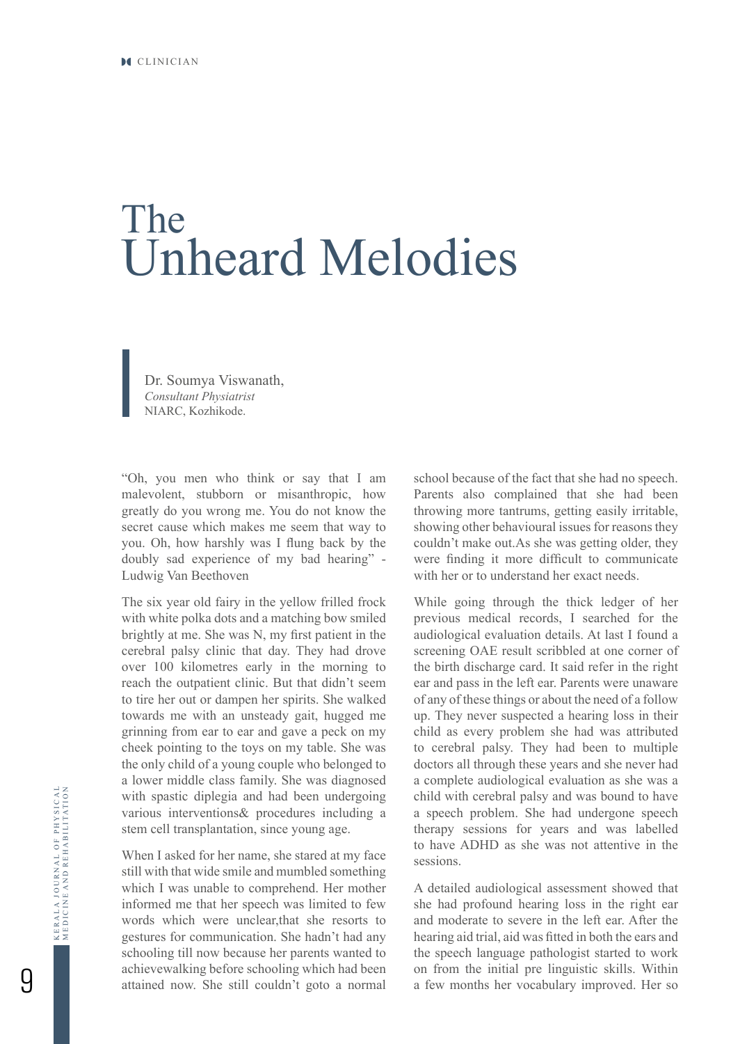# The Unheard Melodies

Dr. Soumya Viswanath,
*Consultant Physiatrist*
NIARC, Kozhikode.

"Oh, you men who think or say that I am malevolent, stubborn or misanthropic, how greatly do you wrong me. You do not know the secret cause which makes me seem that way to you. Oh, how harshly was I flung back by the doubly sad experience of my bad hearing" - Ludwig Van Beethoven

The six year old fairy in the yellow frilled frock with white polka dots and a matching bow smiled brightly at me. She was N, my first patient in the cerebral palsy clinic that day. They had drove over 100 kilometres early in the morning to reach the outpatient clinic. But that didn't seem to tire her out or dampen her spirits. She walked towards me with an unsteady gait, hugged me grinning from ear to ear and gave a peck on my cheek pointing to the toys on my table. She was the only child of a young couple who belonged to a lower middle class family. She was diagnosed with spastic diplegia and had been undergoing various interventions& procedures including a stem cell transplantation, since young age.

When I asked for her name, she stared at my face still with that wide smile and mumbled something which I was unable to comprehend. Her mother informed me that her speech was limited to few words which were unclear,that she resorts to gestures for communication. She hadn't had any schooling till now because her parents wanted to achievewalking before schooling which had been attained now. She still couldn't goto a normal school because of the fact that she had no speech. Parents also complained that she had been throwing more tantrums, getting easily irritable, showing other behavioural issues for reasons they couldn't make out.As she was getting older, they were finding it more difficult to communicate with her or to understand her exact needs.

While going through the thick ledger of her previous medical records, I searched for the audiological evaluation details. At last I found a screening OAE result scribbled at one corner of the birth discharge card. It said refer in the right ear and pass in the left ear. Parents were unaware of any of these things or about the need of a follow up. They never suspected a hearing loss in their child as every problem she had was attributed to cerebral palsy. They had been to multiple doctors all through these years and she never had a complete audiological evaluation as she was a child with cerebral palsy and was bound to have a speech problem. She had undergone speech therapy sessions for years and was labelled to have ADHD as she was not attentive in the sessions.

A detailed audiological assessment showed that she had profound hearing loss in the right ear and moderate to severe in the left ear. After the hearing aid trial, aid was fitted in both the ears and the speech language pathologist started to work on from the initial pre linguistic skills. Within a few months her vocabulary improved. Her so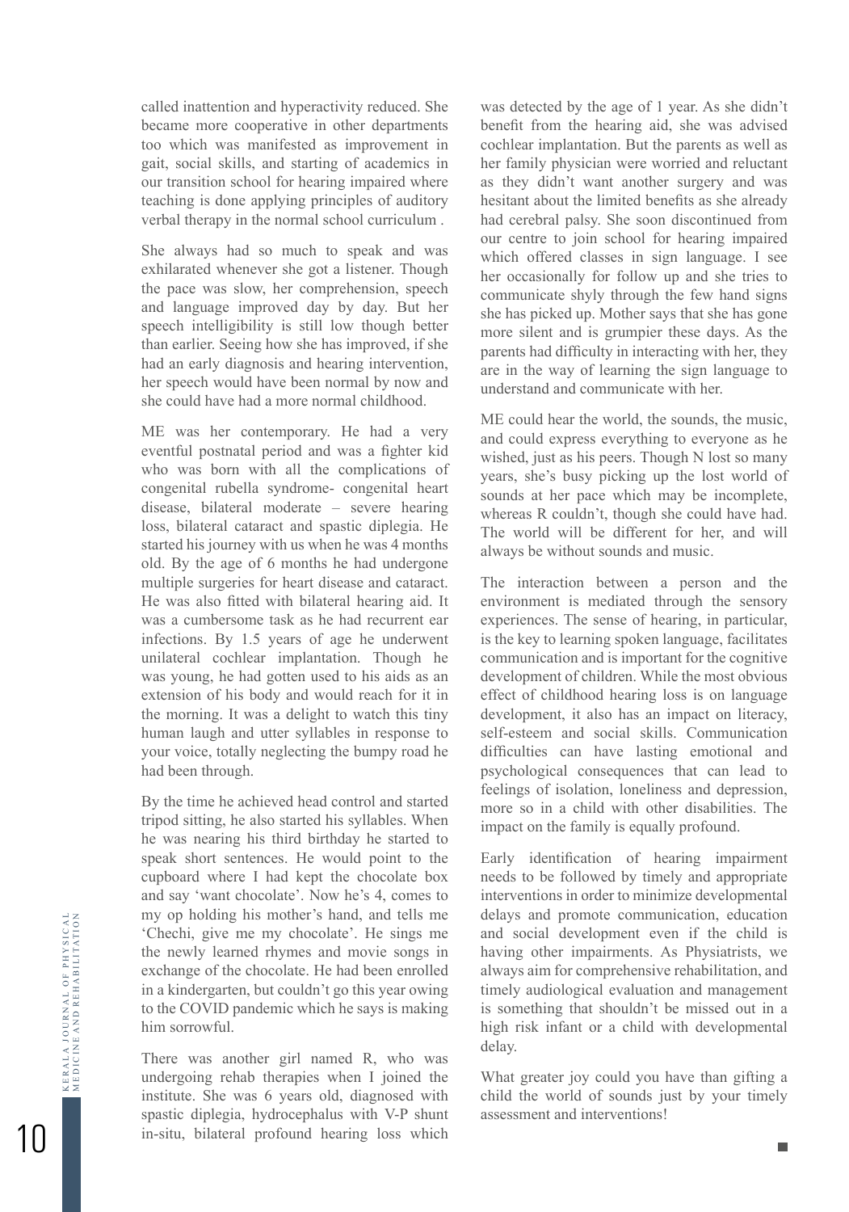called inattention and hyperactivity reduced. She became more cooperative in other departments too which was manifested as improvement in gait, social skills, and starting of academics in our transition school for hearing impaired where teaching is done applying principles of auditory verbal therapy in the normal school curriculum .

She always had so much to speak and was exhilarated whenever she got a listener. Though the pace was slow, her comprehension, speech and language improved day by day. But her speech intelligibility is still low though better than earlier. Seeing how she has improved, if she had an early diagnosis and hearing intervention, her speech would have been normal by now and she could have had a more normal childhood.

ME was her contemporary. He had a very eventful postnatal period and was a fighter kid who was born with all the complications of congenital rubella syndrome- congenital heart disease, bilateral moderate – severe hearing loss, bilateral cataract and spastic diplegia. He started his journey with us when he was 4 months old. By the age of 6 months he had undergone multiple surgeries for heart disease and cataract. He was also fitted with bilateral hearing aid. It was a cumbersome task as he had recurrent ear infections. By 1.5 years of age he underwent unilateral cochlear implantation. Though he was young, he had gotten used to his aids as an extension of his body and would reach for it in the morning. It was a delight to watch this tiny human laugh and utter syllables in response to your voice, totally neglecting the bumpy road he had been through.

By the time he achieved head control and started tripod sitting, he also started his syllables. When he was nearing his third birthday he started to speak short sentences. He would point to the cupboard where I had kept the chocolate box and say 'want chocolate'. Now he's 4, comes to my op holding his mother's hand, and tells me 'Chechi, give me my chocolate'. He sings me the newly learned rhymes and movie songs in exchange of the chocolate. He had been enrolled in a kindergarten, but couldn't go this year owing to the COVID pandemic which he says is making him sorrowful.

There was another girl named R, who was undergoing rehab therapies when I joined the institute. She was 6 years old, diagnosed with spastic diplegia, hydrocephalus with V-P shunt in-situ, bilateral profound hearing loss which was detected by the age of 1 year. As she didn't benefit from the hearing aid, she was advised cochlear implantation. But the parents as well as her family physician were worried and reluctant as they didn't want another surgery and was hesitant about the limited benefits as she already had cerebral palsy. She soon discontinued from our centre to join school for hearing impaired which offered classes in sign language. I see her occasionally for follow up and she tries to communicate shyly through the few hand signs she has picked up. Mother says that she has gone more silent and is grumpier these days. As the parents had difficulty in interacting with her, they are in the way of learning the sign language to understand and communicate with her.

ME could hear the world, the sounds, the music, and could express everything to everyone as he wished, just as his peers. Though N lost so many years, she's busy picking up the lost world of sounds at her pace which may be incomplete, whereas R couldn't, though she could have had. The world will be different for her, and will always be without sounds and music.

The interaction between a person and the environment is mediated through the sensory experiences. The sense of hearing, in particular, is the key to learning spoken language, facilitates communication and is important for the cognitive development of children. While the most obvious effect of childhood hearing loss is on language development, it also has an impact on literacy, self-esteem and social skills. Communication difficulties can have lasting emotional and psychological consequences that can lead to feelings of isolation, loneliness and depression, more so in a child with other disabilities. The impact on the family is equally profound.

Early identification of hearing impairment needs to be followed by timely and appropriate interventions in order to minimize developmental delays and promote communication, education and social development even if the child is having other impairments. As Physiatrists, we always aim for comprehensive rehabilitation, and timely audiological evaluation and management is something that shouldn't be missed out in a high risk infant or a child with developmental delay.

What greater joy could you have than gifting a child the world of sounds just by your timely assessment and interventions!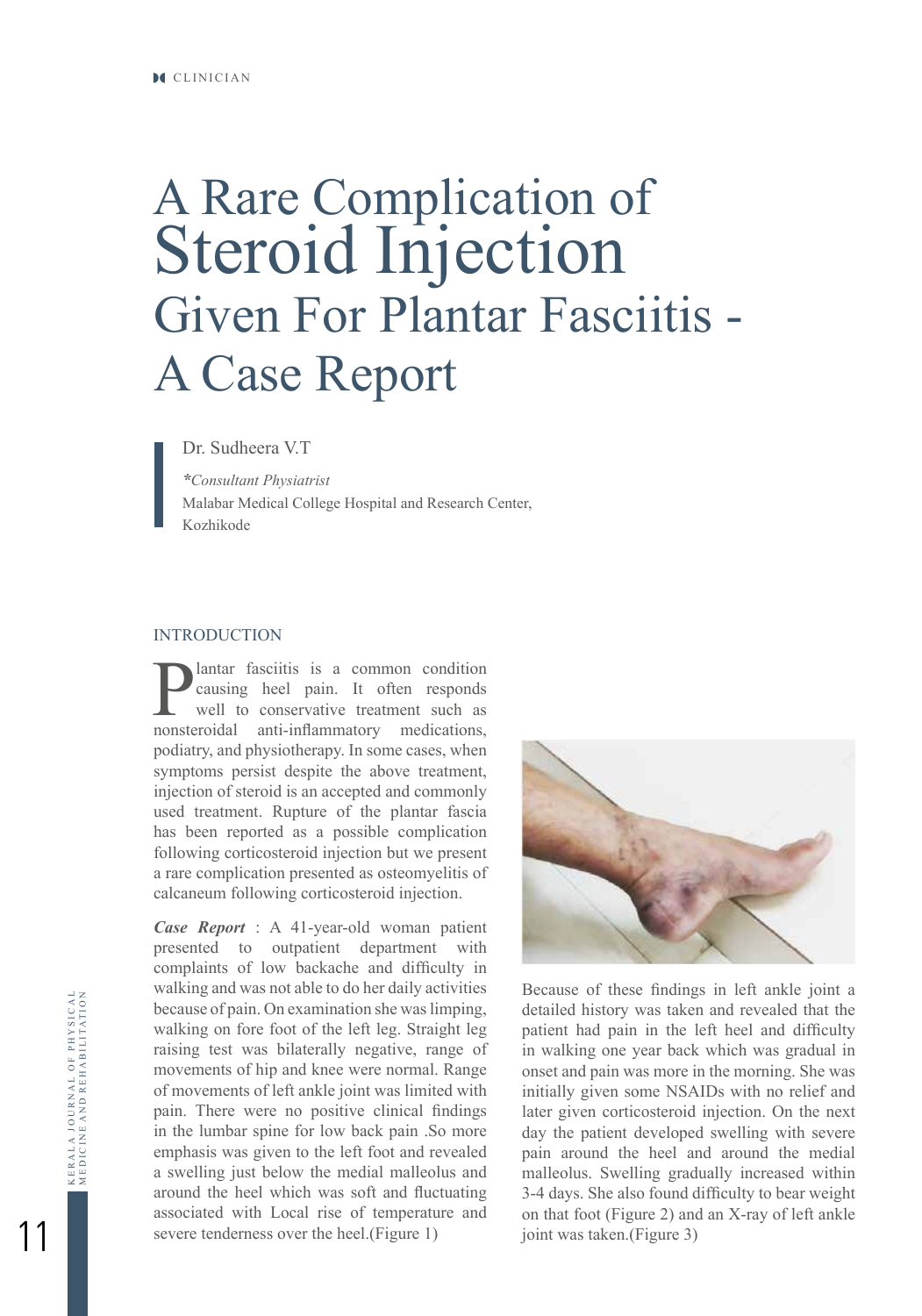# A Rare Complication of Steroid Injection Given For Plantar Fasciitis - A Case Report

Dr. Sudheera V.T

**\****Consultant Physiatrist*

Malabar Medical College Hospital and Research Center, Kozhikode

## INTRODUCTION

Plantar fasciitis is a common condition causing heel pain. It often responds well to conservative treatment such as nonsteroidal anti-inflammatory medications, podiatry, and physiotherapy. In some cases, when symptoms persist despite the above treatment, injection of steroid is an accepted and commonly used treatment. Rupture of the plantar fascia has been reported as a possible complication following corticosteroid injection but we present a rare complication presented as osteomyelitis of calcaneum following corticosteroid injection.

***Case Report*** : A 41-year-old woman patient presented to outpatient department with complaints of low backache and difficulty in walking and was not able to do her daily activities because of pain. On examination she was limping, walking on fore foot of the left leg. Straight leg raising test was bilaterally negative, range of movements of hip and knee were normal. Range of movements of left ankle joint was limited with pain. There were no positive clinical findings in the lumbar spine for low back pain .So more emphasis was given to the left foot and revealed a swelling just below the medial malleolus and around the heel which was soft and fluctuating associated with Local rise of temperature and severe tenderness over the heel.(Figure 1)

Because of these findings in left ankle joint a detailed history was taken and revealed that the patient had pain in the left heel and difficulty in walking one year back which was gradual in onset and pain was more in the morning. She was initially given some NSAIDs with no relief and later given corticosteroid injection. On the next day the patient developed swelling with severe pain around the heel and around the medial malleolus. Swelling gradually increased within 3-4 days. She also found difficulty to bear weight on that foot (Figure 2) and an X-ray of left ankle joint was taken.(Figure 3)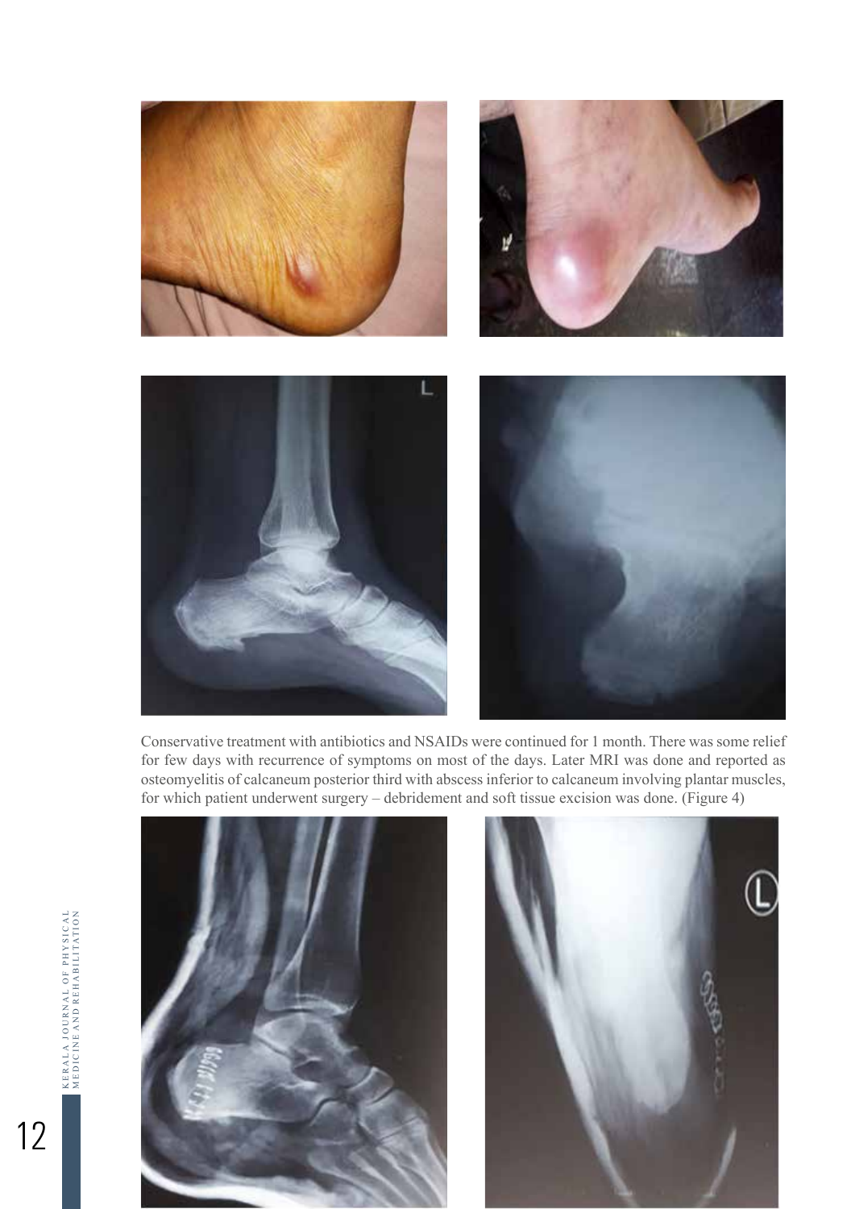Conservative treatment with antibiotics and NSAIDs were continued for 1 month. There was some relief for few days with recurrence of symptoms on most of the days. Later MRI was done and reported as osteomyelitis of calcaneum posterior third with abscess inferior to calcaneum involving plantar muscles, for which patient underwent surgery – debridement and soft tissue excision was done. (Figure 4)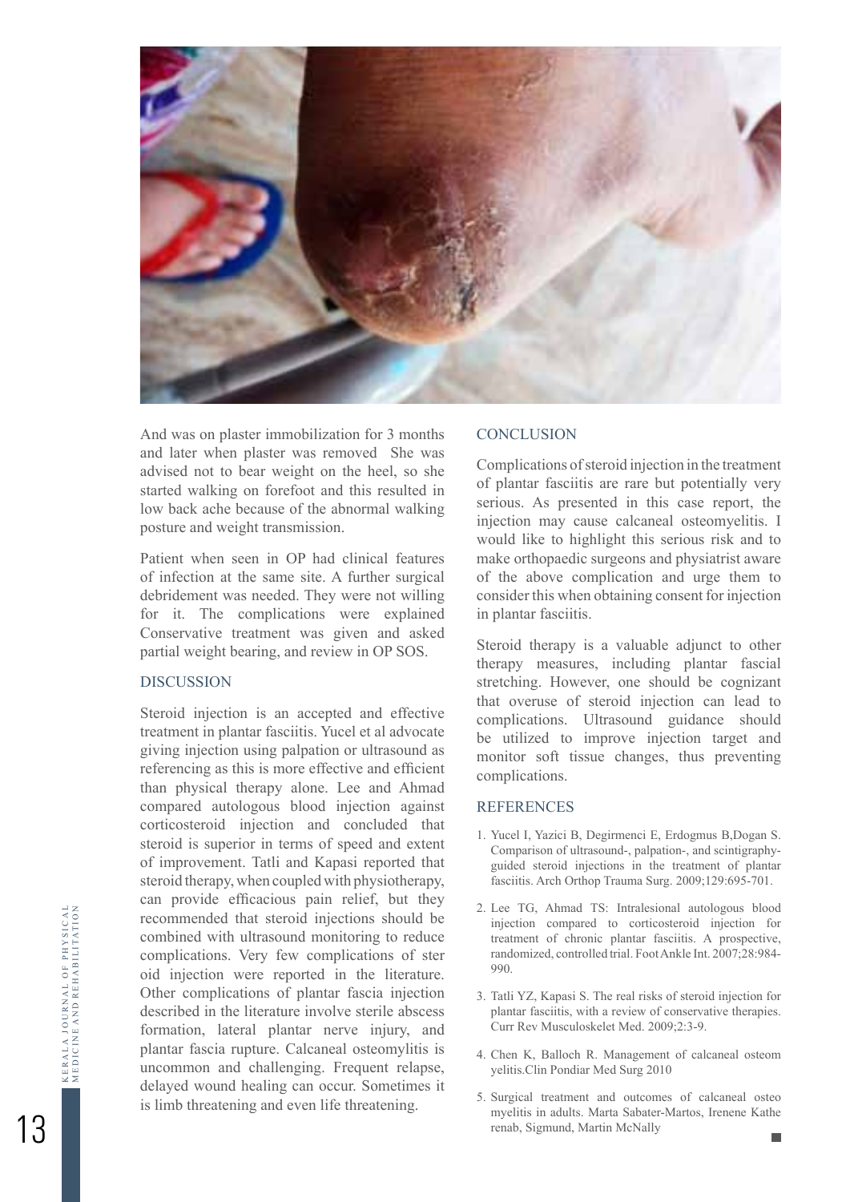And was on plaster immobilization for 3 months and later when plaster was removed She was advised not to bear weight on the heel, so she started walking on forefoot and this resulted in low back ache because of the abnormal walking posture and weight transmission.

Patient when seen in OP had clinical features of infection at the same site. A further surgical debridement was needed. They were not willing for it. The complications were explained Conservative treatment was given and asked partial weight bearing, and review in OP SOS.

## DISCUSSION

Steroid injection is an accepted and effective treatment in plantar fasciitis. Yucel et al advocate giving injection using palpation or ultrasound as referencing as this is more effective and efficient than physical therapy alone. Lee and Ahmad compared autologous blood injection against corticosteroid injection and concluded that steroid is superior in terms of speed and extent of improvement. Tatli and Kapasi reported that steroid therapy, when coupled with physiotherapy, can provide efficacious pain relief, but they recommended that steroid injections should be combined with ultrasound monitoring to reduce complications. Very few complications of ster oid injection were reported in the literature. Other complications of plantar fascia injection described in the literature involve sterile abscess formation, lateral plantar nerve injury, and plantar fascia rupture. Calcaneal osteomylitis is uncommon and challenging. Frequent relapse, delayed wound healing can occur. Sometimes it is limb threatening and even life threatening.

## CONCLUSION

Complications of steroid injection in the treatment of plantar fasciitis are rare but potentially very serious. As presented in this case report, the injection may cause calcaneal osteomyelitis. I would like to highlight this serious risk and to make orthopaedic surgeons and physiatrist aware of the above complication and urge them to consider this when obtaining consent for injection in plantar fasciitis.

Steroid therapy is a valuable adjunct to other therapy measures, including plantar fascial stretching. However, one should be cognizant that overuse of steroid injection can lead to complications. Ultrasound guidance should be utilized to improve injection target and monitor soft tissue changes, thus preventing complications.

## REFERENCES

1. Yucel I, Yazici B, Degirmenci E, Erdogmus B,Dogan S. Comparison of ultrasound-, palpation-, and scintigraphy-guided steroid injections in the treatment of plantar fasciitis. Arch Orthop Trauma Surg. 2009;129:695-701.
2. Lee TG, Ahmad TS: Intralesional autologous blood injection compared to corticosteroid injection for treatment of chronic plantar fasciitis. A prospective, randomized, controlled trial. Foot Ankle Int. 2007;28:984-990.
3. Tatli YZ, Kapasi S. The real risks of steroid injection for plantar fasciitis, with a review of conservative therapies. Curr Rev Musculoskelet Med. 2009;2:3-9.
4. Chen K, Balloch R. Management of calcaneal osteom yelitis.Clin Pondiar Med Surg 2010
5. Surgical treatment and outcomes of calcaneal osteo myelitis in adults. Marta Sabater-Martos, Irenene Kathe renab, Sigmund, Martin McNally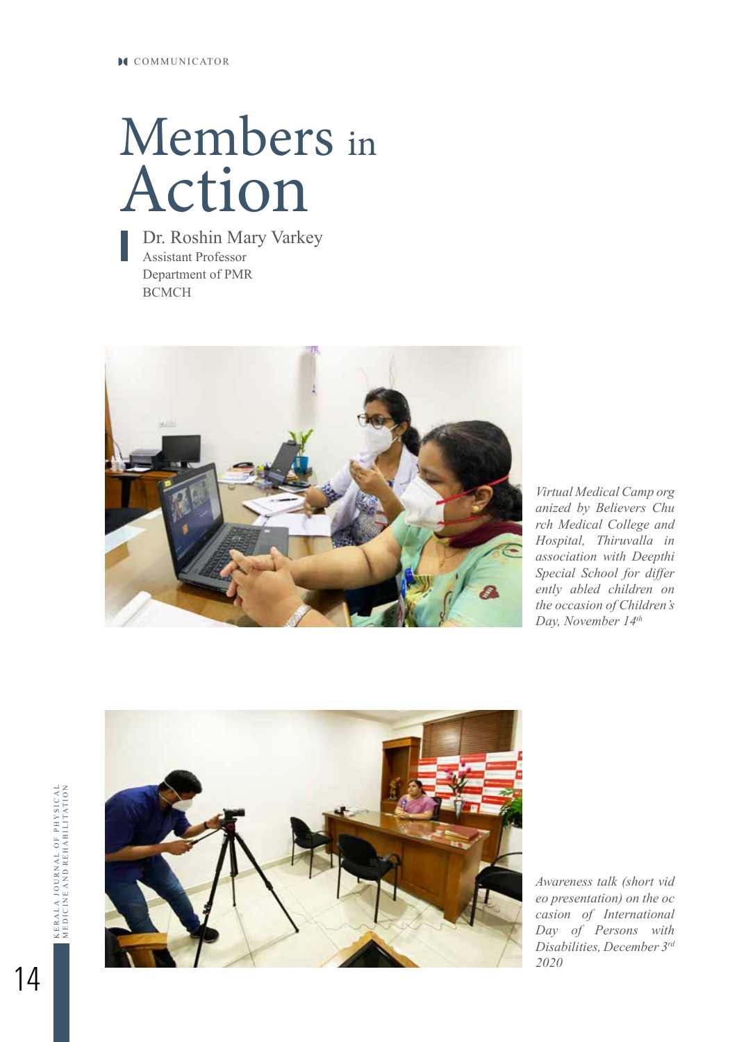# Members in Action

Dr. Roshin Mary Varkey
Assistant Professor
Department of PMR
BCMCH

*Virtual Medical Camp organized by Believers Church Medical College and Hospital, Thiruvalla in association with Deepthi Special School for differently abled children on the occasion of Children's Day, November 14th*

*Awareness talk (short video presentation) on the occasion of International Day of Persons with Disabilities, December 3rd 2020*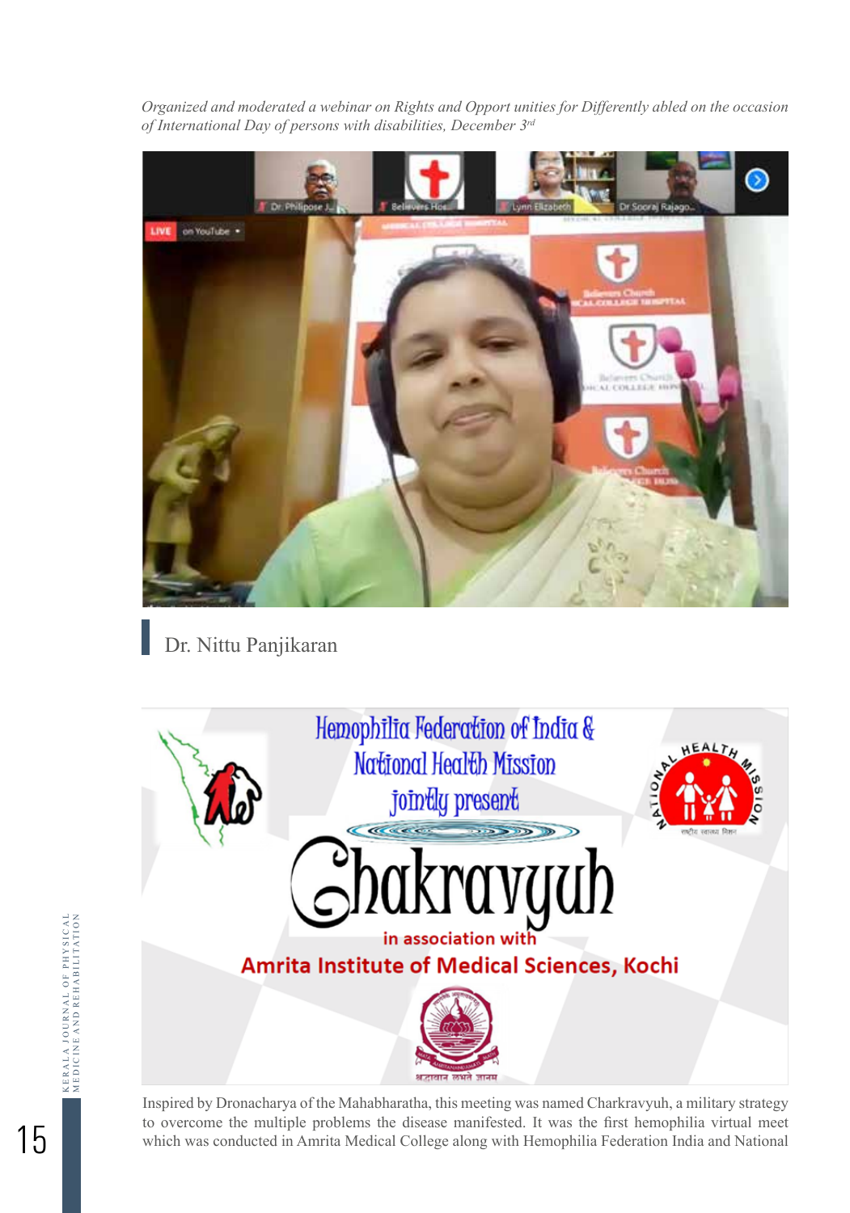*Organized and moderated a webinar on Rights and Opport unities for Differently abled on the occasion of International Day of persons with disabilities, December 3rd*

Dr. Nittu Panjikaran

Inspired by Dronacharya of the Mahabharatha, this meeting was named Charkravyuh, a military strategy to overcome the multiple problems the disease manifested. It was the first hemophilia virtual meet which was conducted in Amrita Medical College along with Hemophilia Federation India and National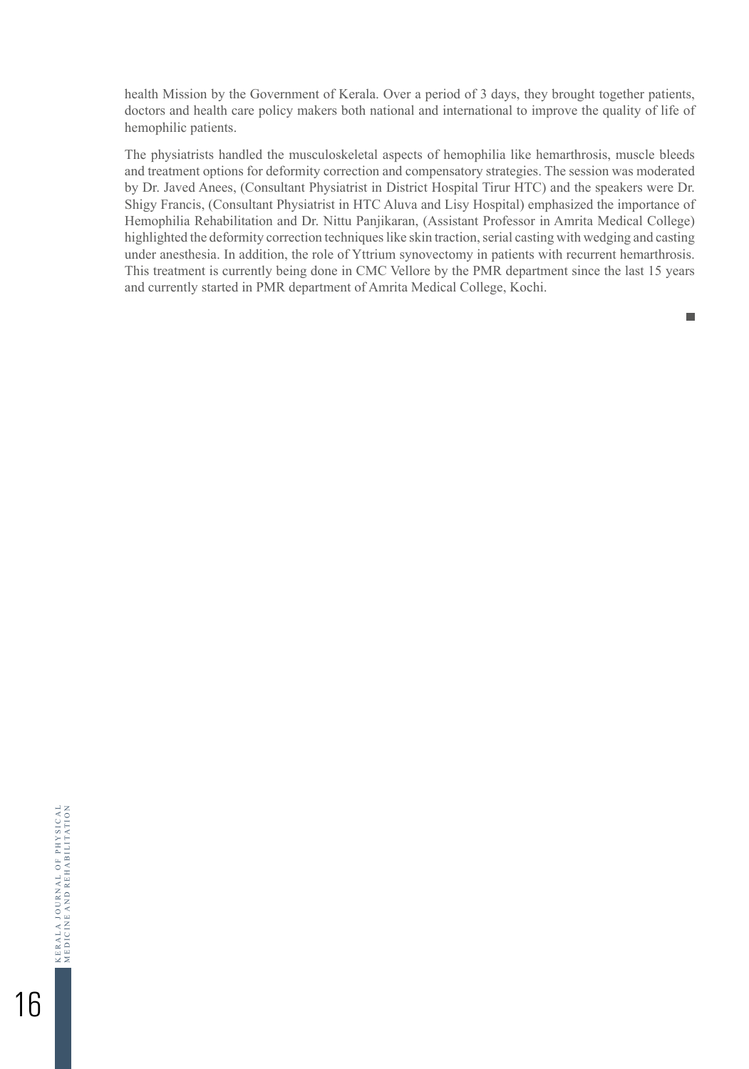health Mission by the Government of Kerala. Over a period of 3 days, they brought together patients, doctors and health care policy makers both national and international to improve the quality of life of hemophilic patients.

The physiatrists handled the musculoskeletal aspects of hemophilia like hemarthrosis, muscle bleeds and treatment options for deformity correction and compensatory strategies. The session was moderated by Dr. Javed Anees, (Consultant Physiatrist in District Hospital Tirur HTC) and the speakers were Dr. Shigy Francis, (Consultant Physiatrist in HTC Aluva and Lisy Hospital) emphasized the importance of Hemophilia Rehabilitation and Dr. Nittu Panjikaran, (Assistant Professor in Amrita Medical College) highlighted the deformity correction techniques like skin traction, serial casting with wedging and casting under anesthesia. In addition, the role of Yttrium synovectomy in patients with recurrent hemarthrosis. This treatment is currently being done in CMC Vellore by the PMR department since the last 15 years and currently started in PMR department of Amrita Medical College, Kochi.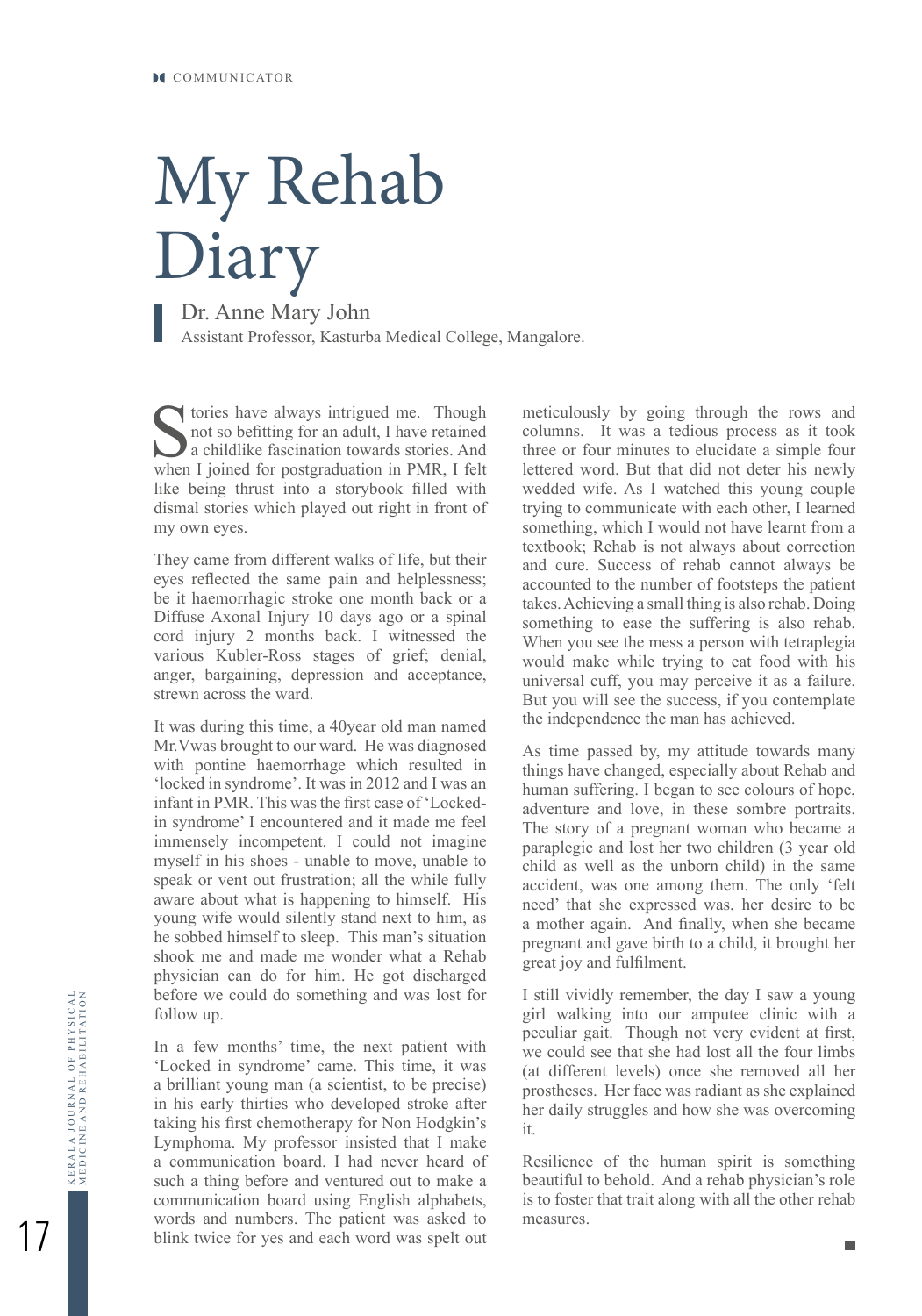# My Rehab Diary

**Dr. Anne Mary John**
Assistant Professor, Kasturba Medical College, Mangalore.

Stories have always intrigued me. Though not so befitting for an adult, I have retained a childlike fascination towards stories. And when I joined for postgraduation in PMR, I felt like being thrust into a storybook filled with dismal stories which played out right in front of my own eyes.

They came from different walks of life, but their eyes reflected the same pain and helplessness; be it haemorrhagic stroke one month back or a Diffuse Axonal Injury 10 days ago or a spinal cord injury 2 months back. I witnessed the various Kubler-Ross stages of grief; denial, anger, bargaining, depression and acceptance, strewn across the ward.

It was during this time, a 40year old man named Mr.Vwas brought to our ward. He was diagnosed with pontine haemorrhage which resulted in 'locked in syndrome'. It was in 2012 and I was an infant in PMR. This was the first case of 'Locked-in syndrome' I encountered and it made me feel immensely incompetent. I could not imagine myself in his shoes - unable to move, unable to speak or vent out frustration; all the while fully aware about what is happening to himself. His young wife would silently stand next to him, as he sobbed himself to sleep. This man's situation shook me and made me wonder what a Rehab physician can do for him. He got discharged before we could do something and was lost for follow up.

In a few months' time, the next patient with 'Locked in syndrome' came. This time, it was a brilliant young man (a scientist, to be precise) in his early thirties who developed stroke after taking his first chemotherapy for Non Hodgkin's Lymphoma. My professor insisted that I make a communication board. I had never heard of such a thing before and ventured out to make a communication board using English alphabets, words and numbers. The patient was asked to blink twice for yes and each word was spelt out meticulously by going through the rows and columns. It was a tedious process as it took three or four minutes to elucidate a simple four lettered word. But that did not deter his newly wedded wife. As I watched this young couple trying to communicate with each other, I learned something, which I would not have learnt from a textbook; Rehab is not always about correction and cure. Success of rehab cannot always be accounted to the number of footsteps the patient takes. Achieving a small thing is also rehab. Doing something to ease the suffering is also rehab. When you see the mess a person with tetraplegia would make while trying to eat food with his universal cuff, you may perceive it as a failure. But you will see the success, if you contemplate the independence the man has achieved.

As time passed by, my attitude towards many things have changed, especially about Rehab and human suffering. I began to see colours of hope, adventure and love, in these sombre portraits. The story of a pregnant woman who became a paraplegic and lost her two children (3 year old child as well as the unborn child) in the same accident, was one among them. The only 'felt need' that she expressed was, her desire to be a mother again. And finally, when she became pregnant and gave birth to a child, it brought her great joy and fulfilment.

I still vividly remember, the day I saw a young girl walking into our amputee clinic with a peculiar gait. Though not very evident at first, we could see that she had lost all the four limbs (at different levels) once she removed all her prostheses. Her face was radiant as she explained her daily struggles and how she was overcoming it.

Resilience of the human spirit is something beautiful to behold. And a rehab physician's role is to foster that trait along with all the other rehab measures.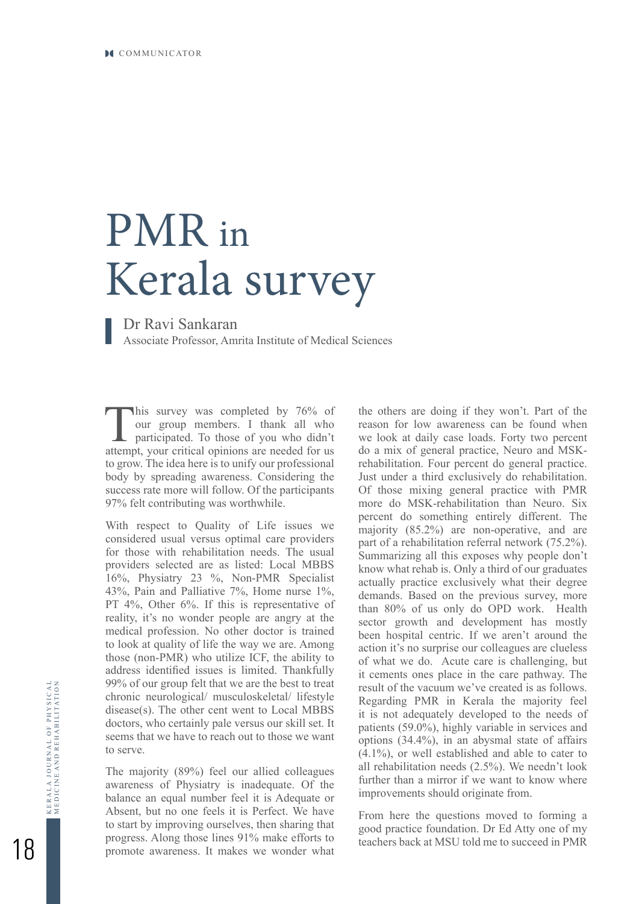# PMR in Kerala survey

**Dr Ravi Sankaran**
Associate Professor, Amrita Institute of Medical Sciences

This survey was completed by 76% of our group members. I thank all who participated. To those of you who didn't attempt, your critical opinions are needed for us to grow. The idea here is to unify our professional body by spreading awareness. Considering the success rate more will follow. Of the participants 97% felt contributing was worthwhile.

With respect to Quality of Life issues we considered usual versus optimal care providers for those with rehabilitation needs. The usual providers selected are as listed: Local MBBS 16%, Physiatry 23 %, Non-PMR Specialist 43%, Pain and Palliative 7%, Home nurse 1%, PT 4%, Other 6%. If this is representative of reality, it's no wonder people are angry at the medical profession. No other doctor is trained to look at quality of life the way we are. Among those (non-PMR) who utilize ICF, the ability to address identified issues is limited. Thankfully 99% of our group felt that we are the best to treat chronic neurological/ musculoskeletal/ lifestyle disease(s). The other cent went to Local MBBS doctors, who certainly pale versus our skill set. It seems that we have to reach out to those we want to serve.

The majority (89%) feel our allied colleagues awareness of Physiatry is inadequate. Of the balance an equal number feel it is Adequate or Absent, but no one feels it is Perfect. We have to start by improving ourselves, then sharing that progress. Along those lines 91% make efforts to promote awareness. It makes we wonder what the others are doing if they won't. Part of the reason for low awareness can be found when we look at daily case loads. Forty two percent do a mix of general practice, Neuro and MSK-rehabilitation. Four percent do general practice. Just under a third exclusively do rehabilitation. Of those mixing general practice with PMR more do MSK-rehabilitation than Neuro. Six percent do something entirely different. The majority (85.2%) are non-operative, and are part of a rehabilitation referral network (75.2%). Summarizing all this exposes why people don't know what rehab is. Only a third of our graduates actually practice exclusively what their degree demands. Based on the previous survey, more than 80% of us only do OPD work. Health sector growth and development has mostly been hospital centric. If we aren't around the action it's no surprise our colleagues are clueless of what we do. Acute care is challenging, but it cements ones place in the care pathway. The result of the vacuum we've created is as follows. Regarding PMR in Kerala the majority feel it is not adequately developed to the needs of patients (59.0%), highly variable in services and options (34.4%), in an abysmal state of affairs (4.1%), or well established and able to cater to all rehabilitation needs (2.5%). We needn't look further than a mirror if we want to know where improvements should originate from.

From here the questions moved to forming a good practice foundation. Dr Ed Atty one of my teachers back at MSU told me to succeed in PMR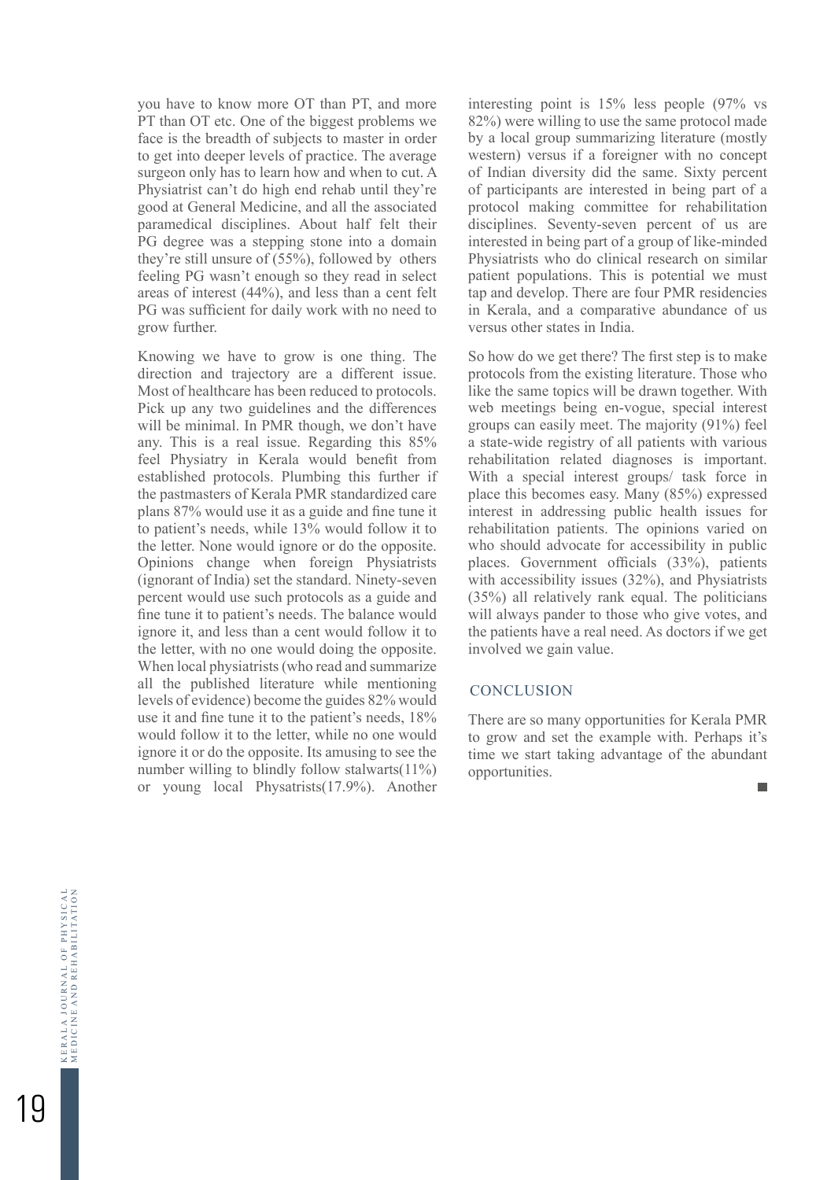you have to know more OT than PT, and more PT than OT etc. One of the biggest problems we face is the breadth of subjects to master in order to get into deeper levels of practice. The average surgeon only has to learn how and when to cut. A Physiatrist can't do high end rehab until they're good at General Medicine, and all the associated paramedical disciplines. About half felt their PG degree was a stepping stone into a domain they're still unsure of (55%), followed by others feeling PG wasn't enough so they read in select areas of interest (44%), and less than a cent felt PG was sufficient for daily work with no need to grow further.

Knowing we have to grow is one thing. The direction and trajectory are a different issue. Most of healthcare has been reduced to protocols. Pick up any two guidelines and the differences will be minimal. In PMR though, we don't have any. This is a real issue. Regarding this 85% feel Physiatry in Kerala would benefit from established protocols. Plumbing this further if the pastmasters of Kerala PMR standardized care plans 87% would use it as a guide and fine tune it to patient's needs, while 13% would follow it to the letter. None would ignore or do the opposite. Opinions change when foreign Physiatrists (ignorant of India) set the standard. Ninety-seven percent would use such protocols as a guide and fine tune it to patient's needs. The balance would ignore it, and less than a cent would follow it to the letter, with no one would doing the opposite. When local physiatrists (who read and summarize all the published literature while mentioning levels of evidence) become the guides 82% would use it and fine tune it to the patient's needs, 18% would follow it to the letter, while no one would ignore it or do the opposite. Its amusing to see the number willing to blindly follow stalwarts(11%) or young local Physatrists(17.9%). Another interesting point is 15% less people (97% vs 82%) were willing to use the same protocol made by a local group summarizing literature (mostly western) versus if a foreigner with no concept of Indian diversity did the same. Sixty percent of participants are interested in being part of a protocol making committee for rehabilitation disciplines. Seventy-seven percent of us are interested in being part of a group of like-minded Physiatrists who do clinical research on similar patient populations. This is potential we must tap and develop. There are four PMR residencies in Kerala, and a comparative abundance of us versus other states in India.

So how do we get there? The first step is to make protocols from the existing literature. Those who like the same topics will be drawn together. With web meetings being en-vogue, special interest groups can easily meet. The majority (91%) feel a state-wide registry of all patients with various rehabilitation related diagnoses is important. With a special interest groups/ task force in place this becomes easy. Many (85%) expressed interest in addressing public health issues for rehabilitation patients. The opinions varied on who should advocate for accessibility in public places. Government officials (33%), patients with accessibility issues (32%), and Physiatrists (35%) all relatively rank equal. The politicians will always pander to those who give votes, and the patients have a real need. As doctors if we get involved we gain value.

## CONCLUSION

There are so many opportunities for Kerala PMR to grow and set the example with. Perhaps it's time we start taking advantage of the abundant opportunities.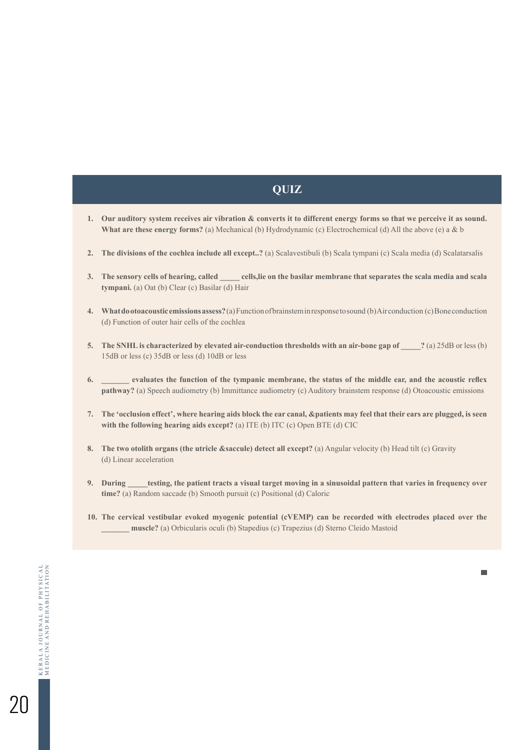## QUIZ

1. **Our auditory system receives air vibration & converts it to different energy forms so that we perceive it as sound. What are these energy forms?** (a) Mechanical (b) Hydrodynamic (c) Electrochemical (d) All the above (e) a & b

2. **The divisions of the cochlea include all except..?** (a) Scalavestibuli (b) Scala tympani (c) Scala media (d) Scalatarsalis

3. **The sensory cells of hearing, called _____ cells,lie on the basilar membrane that separates the scala media and scala tympani.** (a) Oat (b) Clear (c) Basilar (d) Hair

4. **What do otoacoustic emissions assess?** (a) Function of brainstem in response to sound (b) Air conduction (c) Bone conduction (d) Function of outer hair cells of the cochlea

5. **The SNHL is characterized by elevated air-conduction thresholds with an air-bone gap of _____?** (a) 25dB or less (b) 15dB or less (c) 35dB or less (d) 10dB or less

6. **_______ evaluates the function of the tympanic membrane, the status of the middle ear, and the acoustic reflex pathway?** (a) Speech audiometry (b) Immittance audiometry (c) Auditory brainstem response (d) Otoacoustic emissions

7. **The 'occlusion effect', where hearing aids block the ear canal, &patients may feel that their ears are plugged, is seen with the following hearing aids except?** (a) ITE (b) ITC (c) Open BTE (d) CIC

8. **The two otolith organs (the utricle &saccule) detect all except?** (a) Angular velocity (b) Head tilt (c) Gravity (d) Linear acceleration

9. **During _____testing, the patient tracts a visual target moving in a sinusoidal pattern that varies in frequency over time?** (a) Random saccade (b) Smooth pursuit (c) Positional (d) Caloric

10. **The cervical vestibular evoked myogenic potential (cVEMP) can be recorded with electrodes placed over the _______ muscle?** (a) Orbicularis oculi (b) Stapedius (c) Trapezius (d) Sterno Cleido Mastoid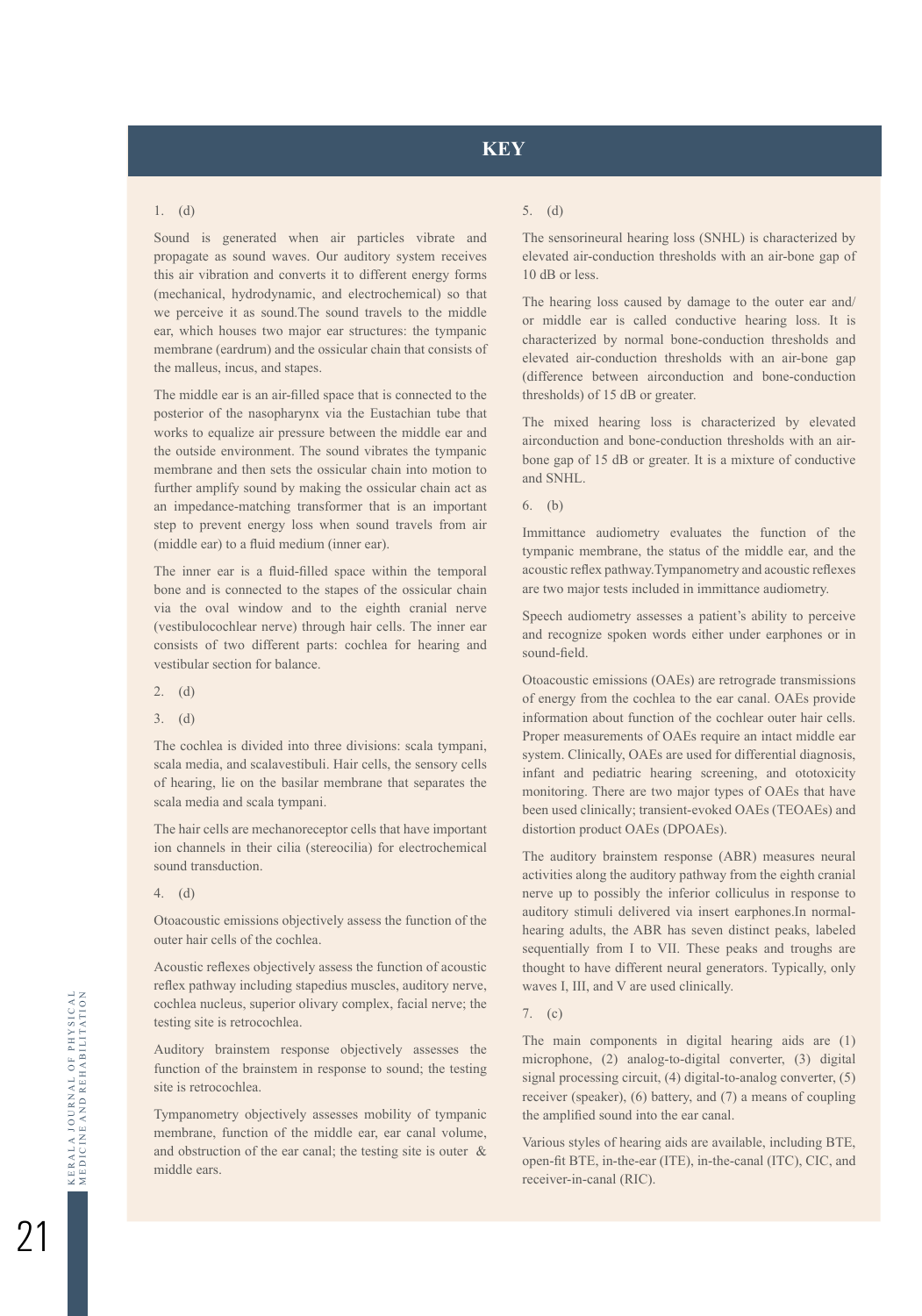## KEY

1. (d)

Sound is generated when air particles vibrate and propagate as sound waves. Our auditory system receives this air vibration and converts it to different energy forms (mechanical, hydrodynamic, and electrochemical) so that we perceive it as sound.The sound travels to the middle ear, which houses two major ear structures: the tympanic membrane (eardrum) and the ossicular chain that consists of the malleus, incus, and stapes.

The middle ear is an air-filled space that is connected to the posterior of the nasopharynx via the Eustachian tube that works to equalize air pressure between the middle ear and the outside environment. The sound vibrates the tympanic membrane and then sets the ossicular chain into motion to further amplify sound by making the ossicular chain act as an impedance-matching transformer that is an important step to prevent energy loss when sound travels from air (middle ear) to a fluid medium (inner ear).

The inner ear is a fluid-filled space within the temporal bone and is connected to the stapes of the ossicular chain via the oval window and to the eighth cranial nerve (vestibulocochlear nerve) through hair cells. The inner ear consists of two different parts: cochlea for hearing and vestibular section for balance.

2. (d)

3. (d)

The cochlea is divided into three divisions: scala tympani, scala media, and scalavestibuli. Hair cells, the sensory cells of hearing, lie on the basilar membrane that separates the scala media and scala tympani.

The hair cells are mechanoreceptor cells that have important ion channels in their cilia (stereocilia) for electrochemical sound transduction.

4. (d)

Otoacoustic emissions objectively assess the function of the outer hair cells of the cochlea.

Acoustic reflexes objectively assess the function of acoustic reflex pathway including stapedius muscles, auditory nerve, cochlea nucleus, superior olivary complex, facial nerve; the testing site is retrocochlea.

Auditory brainstem response objectively assesses the function of the brainstem in response to sound; the testing site is retrocochlea.

Tympanometry objectively assesses mobility of tympanic membrane, function of the middle ear, ear canal volume, and obstruction of the ear canal; the testing site is outer & middle ears.

5. (d)

The sensorineural hearing loss (SNHL) is characterized by elevated air-conduction thresholds with an air-bone gap of 10 dB or less.

The hearing loss caused by damage to the outer ear and/or middle ear is called conductive hearing loss. It is characterized by normal bone-conduction thresholds and elevated air-conduction thresholds with an air-bone gap (difference between airconduction and bone-conduction thresholds) of 15 dB or greater.

The mixed hearing loss is characterized by elevated airconduction and bone-conduction thresholds with an air-bone gap of 15 dB or greater. It is a mixture of conductive and SNHL.

6. (b)

Immittance audiometry evaluates the function of the tympanic membrane, the status of the middle ear, and the acoustic reflex pathway.Tympanometry and acoustic reflexes are two major tests included in immittance audiometry.

Speech audiometry assesses a patient's ability to perceive and recognize spoken words either under earphones or in sound-field.

Otoacoustic emissions (OAEs) are retrograde transmissions of energy from the cochlea to the ear canal. OAEs provide information about function of the cochlear outer hair cells. Proper measurements of OAEs require an intact middle ear system. Clinically, OAEs are used for differential diagnosis, infant and pediatric hearing screening, and ototoxicity monitoring. There are two major types of OAEs that have been used clinically; transient-evoked OAEs (TEOAEs) and distortion product OAEs (DPOAEs).

The auditory brainstem response (ABR) measures neural activities along the auditory pathway from the eighth cranial nerve up to possibly the inferior colliculus in response to auditory stimuli delivered via insert earphones.In normal-hearing adults, the ABR has seven distinct peaks, labeled sequentially from I to VII. These peaks and troughs are thought to have different neural generators. Typically, only waves I, III, and V are used clinically.

7. (c)

The main components in digital hearing aids are (1) microphone, (2) analog-to-digital converter, (3) digital signal processing circuit, (4) digital-to-analog converter, (5) receiver (speaker), (6) battery, and (7) a means of coupling the amplified sound into the ear canal.

Various styles of hearing aids are available, including BTE, open-fit BTE, in-the-ear (ITE), in-the-canal (ITC), CIC, and receiver-in-canal (RIC).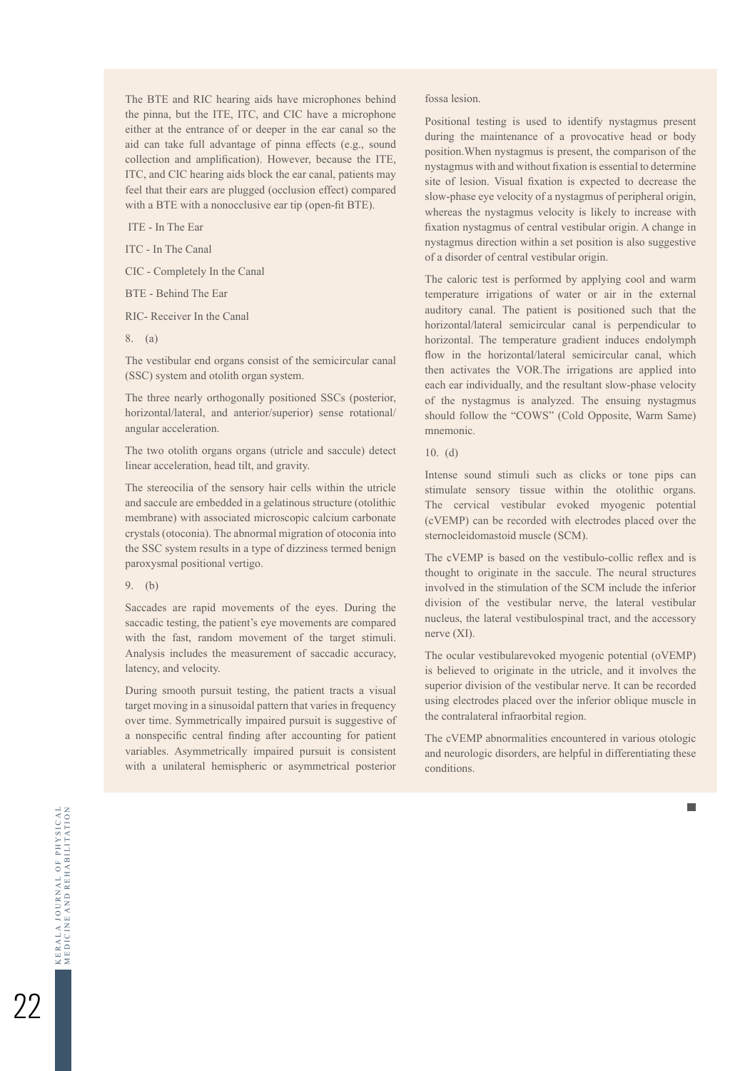The BTE and RIC hearing aids have microphones behind the pinna, but the ITE, ITC, and CIC have a microphone either at the entrance of or deeper in the ear canal so the aid can take full advantage of pinna effects (e.g., sound collection and amplification). However, because the ITE, ITC, and CIC hearing aids block the ear canal, patients may feel that their ears are plugged (occlusion effect) compared with a BTE with a nonocclusive ear tip (open-fit BTE).

ITE - In The Ear

ITC - In The Canal

CIC - Completely In the Canal

BTE - Behind The Ear

RIC- Receiver In the Canal

8. (a)

The vestibular end organs consist of the semicircular canal (SSC) system and otolith organ system.

The three nearly orthogonally positioned SSCs (posterior, horizontal/lateral, and anterior/superior) sense rotational/angular acceleration.

The two otolith organs organs (utricle and saccule) detect linear acceleration, head tilt, and gravity.

The stereocilia of the sensory hair cells within the utricle and saccule are embedded in a gelatinous structure (otolithic membrane) with associated microscopic calcium carbonate crystals (otoconia). The abnormal migration of otoconia into the SSC system results in a type of dizziness termed benign paroxysmal positional vertigo.

9. (b)

Saccades are rapid movements of the eyes. During the saccadic testing, the patient's eye movements are compared with the fast, random movement of the target stimuli. Analysis includes the measurement of saccadic accuracy, latency, and velocity.

During smooth pursuit testing, the patient tracts a visual target moving in a sinusoidal pattern that varies in frequency over time. Symmetrically impaired pursuit is suggestive of a nonspecific central finding after accounting for patient variables. Asymmetrically impaired pursuit is consistent with a unilateral hemispheric or asymmetrical posterior fossa lesion.

Positional testing is used to identify nystagmus present during the maintenance of a provocative head or body position.When nystagmus is present, the comparison of the nystagmus with and without fixation is essential to determine site of lesion. Visual fixation is expected to decrease the slow-phase eye velocity of a nystagmus of peripheral origin, whereas the nystagmus velocity is likely to increase with fixation nystagmus of central vestibular origin. A change in nystagmus direction within a set position is also suggestive of a disorder of central vestibular origin.

The caloric test is performed by applying cool and warm temperature irrigations of water or air in the external auditory canal. The patient is positioned such that the horizontal/lateral semicircular canal is perpendicular to horizontal. The temperature gradient induces endolymph flow in the horizontal/lateral semicircular canal, which then activates the VOR.The irrigations are applied into each ear individually, and the resultant slow-phase velocity of the nystagmus is analyzed. The ensuing nystagmus should follow the "COWS" (Cold Opposite, Warm Same) mnemonic.

10. (d)

Intense sound stimuli such as clicks or tone pips can stimulate sensory tissue within the otolithic organs. The cervical vestibular evoked myogenic potential (cVEMP) can be recorded with electrodes placed over the sternocleidomastoid muscle (SCM).

The cVEMP is based on the vestibulo-collic reflex and is thought to originate in the saccule. The neural structures involved in the stimulation of the SCM include the inferior division of the vestibular nerve, the lateral vestibular nucleus, the lateral vestibulospinal tract, and the accessory nerve (XI).

The ocular vestibularevoked myogenic potential (oVEMP) is believed to originate in the utricle, and it involves the superior division of the vestibular nerve. It can be recorded using electrodes placed over the inferior oblique muscle in the contralateral infraorbital region.

The cVEMP abnormalities encountered in various otologic and neurologic disorders, are helpful in differentiating these conditions.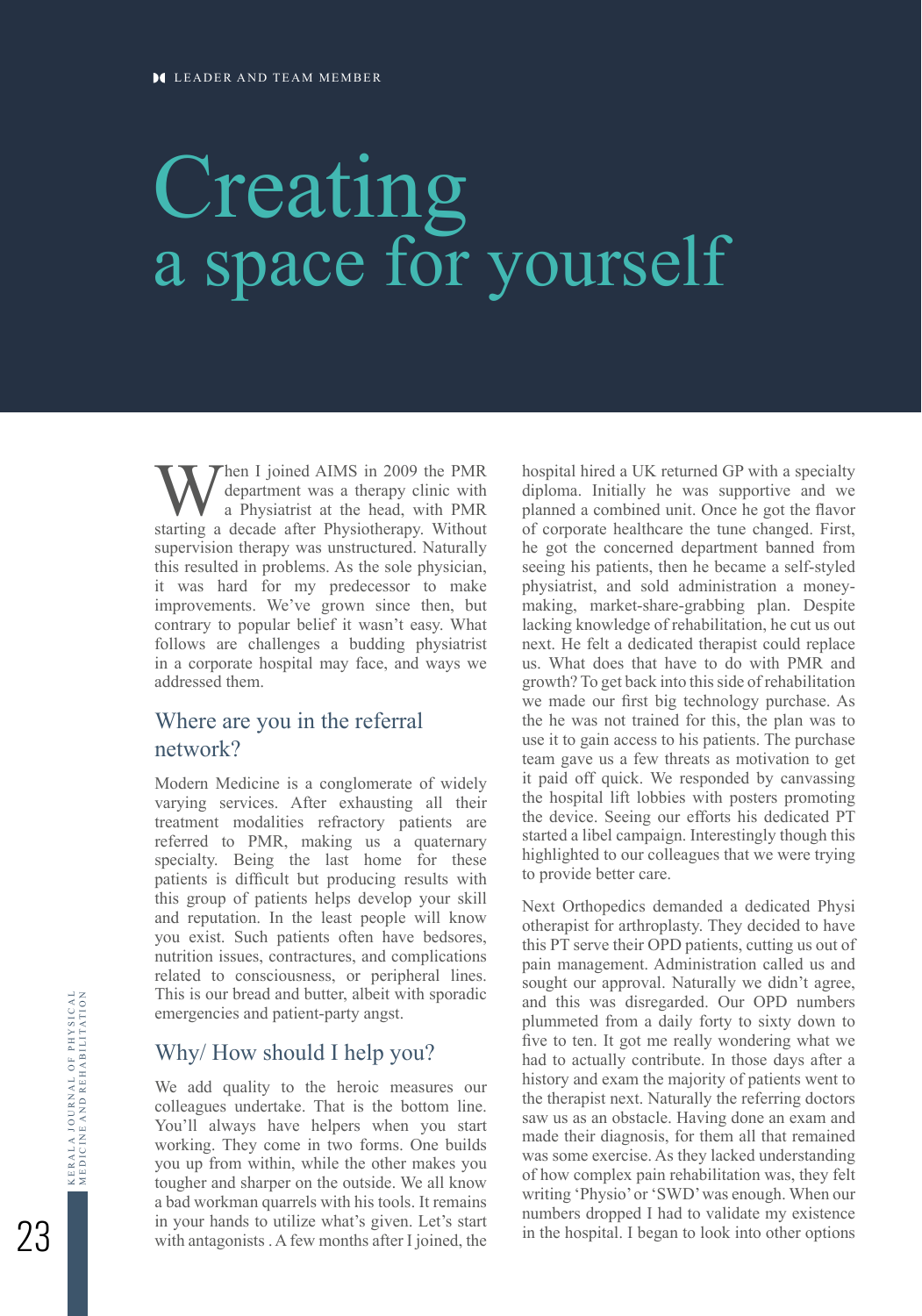# Creating a space for yourself

When I joined AIMS in 2009 the PMR department was a therapy clinic with a Physiatrist at the head, with PMR starting a decade after Physiotherapy. Without supervision therapy was unstructured. Naturally this resulted in problems. As the sole physician, it was hard for my predecessor to make improvements. We've grown since then, but contrary to popular belief it wasn't easy. What follows are challenges a budding physiatrist in a corporate hospital may face, and ways we addressed them.

## Where are you in the referral network?

Modern Medicine is a conglomerate of widely varying services. After exhausting all their treatment modalities refractory patients are referred to PMR, making us a quaternary specialty. Being the last home for these patients is difficult but producing results with this group of patients helps develop your skill and reputation. In the least people will know you exist. Such patients often have bedsores, nutrition issues, contractures, and complications related to consciousness, or peripheral lines. This is our bread and butter, albeit with sporadic emergencies and patient-party angst.

## Why/ How should I help you?

We add quality to the heroic measures our colleagues undertake. That is the bottom line. You'll always have helpers when you start working. They come in two forms. One builds you up from within, while the other makes you tougher and sharper on the outside. We all know a bad workman quarrels with his tools. It remains in your hands to utilize what's given. Let's start with antagonists . A few months after I joined, the hospital hired a UK returned GP with a specialty diploma. Initially he was supportive and we planned a combined unit. Once he got the flavor of corporate healthcare the tune changed. First, he got the concerned department banned from seeing his patients, then he became a self-styled physiatrist, and sold administration a money-making, market-share-grabbing plan. Despite lacking knowledge of rehabilitation, he cut us out next. He felt a dedicated therapist could replace us. What does that have to do with PMR and growth? To get back into this side of rehabilitation we made our first big technology purchase. As the he was not trained for this, the plan was to use it to gain access to his patients. The purchase team gave us a few threats as motivation to get it paid off quick. We responded by canvassing the hospital lift lobbies with posters promoting the device. Seeing our efforts his dedicated PT started a libel campaign. Interestingly though this highlighted to our colleagues that we were trying to provide better care.

Next Orthopedics demanded a dedicated Physi otherapist for arthroplasty. They decided to have this PT serve their OPD patients, cutting us out of pain management. Administration called us and sought our approval. Naturally we didn't agree, and this was disregarded. Our OPD numbers plummeted from a daily forty to sixty down to five to ten. It got me really wondering what we had to actually contribute. In those days after a history and exam the majority of patients went to the therapist next. Naturally the referring doctors saw us as an obstacle. Having done an exam and made their diagnosis, for them all that remained was some exercise. As they lacked understanding of how complex pain rehabilitation was, they felt writing 'Physio' or 'SWD' was enough. When our numbers dropped I had to validate my existence in the hospital. I began to look into other options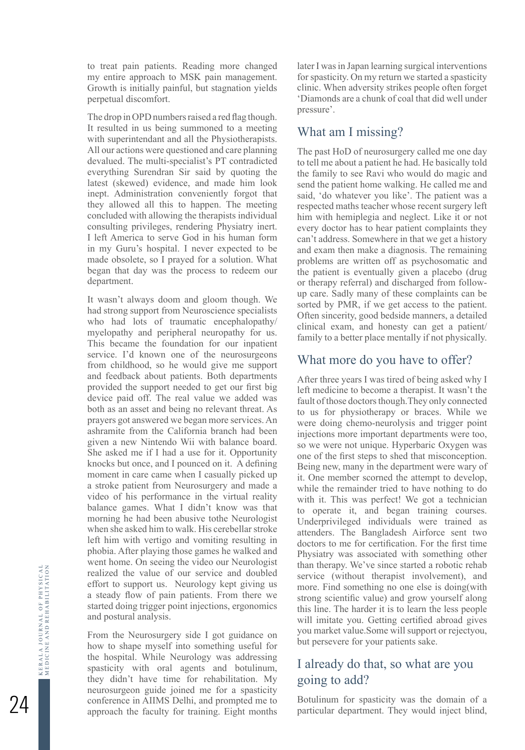to treat pain patients. Reading more changed my entire approach to MSK pain management. Growth is initially painful, but stagnation yields perpetual discomfort.

The drop in OPD numbers raised a red flag though. It resulted in us being summoned to a meeting with superintendant and all the Physiotherapists. All our actions were questioned and care planning devalued. The multi-specialist's PT contradicted everything Surendran Sir said by quoting the latest (skewed) evidence, and made him look inept. Administration conveniently forgot that they allowed all this to happen. The meeting concluded with allowing the therapists individual consulting privileges, rendering Physiatry inert. I left America to serve God in his human form in my Guru's hospital. I never expected to be made obsolete, so I prayed for a solution. What began that day was the process to redeem our department.

It wasn't always doom and gloom though. We had strong support from Neuroscience specialists who had lots of traumatic encephalopathy/myelopathy and peripheral neuropathy for us. This became the foundation for our inpatient service. I'd known one of the neurosurgeons from childhood, so he would give me support and feedback about patients. Both departments provided the support needed to get our first big device paid off. The real value we added was both as an asset and being no relevant threat. As prayers got answered we began more services. An ashramite from the California branch had been given a new Nintendo Wii with balance board. She asked me if I had a use for it. Opportunity knocks but once, and I pounced on it. A defining moment in care came when I casually picked up a stroke patient from Neurosurgery and made a video of his performance in the virtual reality balance games. What I didn't know was that morning he had been abusive tothe Neurologist when she asked him to walk. His cerebellar stroke left him with vertigo and vomiting resulting in phobia. After playing those games he walked and went home. On seeing the video our Neurologist realized the value of our service and doubled effort to support us. Neurology kept giving us a steady flow of pain patients. From there we started doing trigger point injections, ergonomics and postural analysis.

From the Neurosurgery side I got guidance on how to shape myself into something useful for the hospital. While Neurology was addressing spasticity with oral agents and botulinum, they didn't have time for rehabilitation. My neurosurgeon guide joined me for a spasticity conference in AIIMS Delhi, and prompted me to approach the faculty for training. Eight months later I was in Japan learning surgical interventions for spasticity. On my return we started a spasticity clinic. When adversity strikes people often forget 'Diamonds are a chunk of coal that did well under pressure'.

## What am I missing?

The past HoD of neurosurgery called me one day to tell me about a patient he had. He basically told the family to see Ravi who would do magic and send the patient home walking. He called me and said, 'do whatever you like'. The patient was a respected maths teacher whose recent surgery left him with hemiplegia and neglect. Like it or not every doctor has to hear patient complaints they can't address. Somewhere in that we get a history and exam then make a diagnosis. The remaining problems are written off as psychosomatic and the patient is eventually given a placebo (drug or therapy referral) and discharged from follow-up care. Sadly many of these complaints can be sorted by PMR, if we get access to the patient. Often sincerity, good bedside manners, a detailed clinical exam, and honesty can get a patient/family to a better place mentally if not physically.

## What more do you have to offer?

After three years I was tired of being asked why I left medicine to become a therapist. It wasn't the fault of those doctors though.They only connected to us for physiotherapy or braces. While we were doing chemo-neurolysis and trigger point injections more important departments were too, so we were not unique. Hyperbaric Oxygen was one of the first steps to shed that misconception. Being new, many in the department were wary of it. One member scorned the attempt to develop, while the remainder tried to have nothing to do with it. This was perfect! We got a technician to operate it, and began training courses. Underprivileged individuals were trained as attenders. The Bangladesh Airforce sent two doctors to me for certification. For the first time Physiatry was associated with something other than therapy. We've since started a robotic rehab service (without therapist involvement), and more. Find something no one else is doing(with strong scientific value) and grow yourself along this line. The harder it is to learn the less people will imitate you. Getting certified abroad gives you market value.Some will support or rejectyou, but persevere for your patients sake.

## I already do that, so what are you going to add?

Botulinum for spasticity was the domain of a particular department. They would inject blind,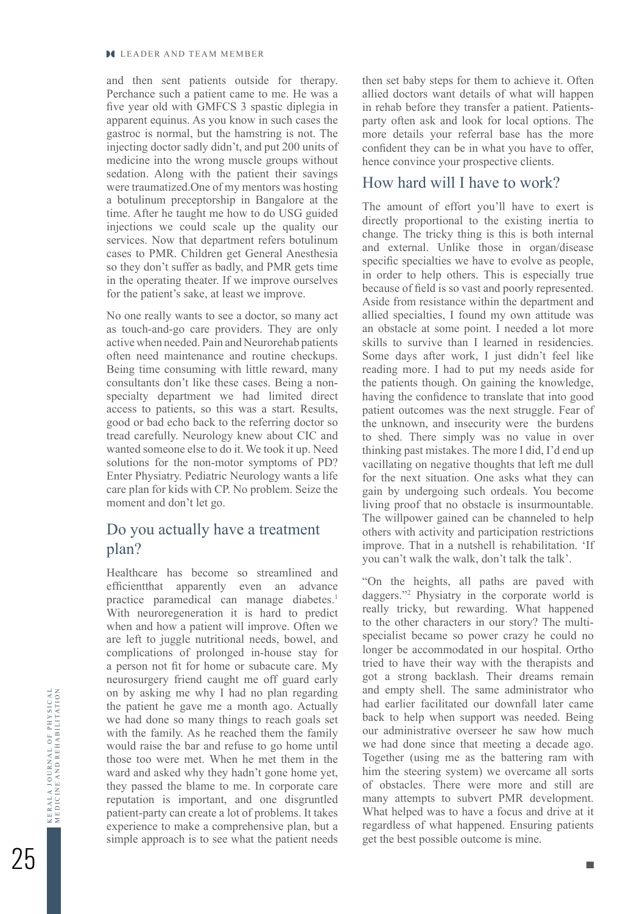and then sent patients outside for therapy. Perchance such a patient came to me. He was a five year old with GMFCS 3 spastic diplegia in apparent equinus. As you know in such cases the gastroc is normal, but the hamstring is not. The injecting doctor sadly didn't, and put 200 units of medicine into the wrong muscle groups without sedation. Along with the patient their savings were traumatized.One of my mentors was hosting a botulinum preceptorship in Bangalore at the time. After he taught me how to do USG guided injections we could scale up the quality our services. Now that department refers botulinum cases to PMR. Children get General Anesthesia so they don't suffer as badly, and PMR gets time in the operating theater. If we improve ourselves for the patient's sake, at least we improve.

No one really wants to see a doctor, so many act as touch-and-go care providers. They are only active when needed. Pain and Neurorehab patients often need maintenance and routine checkups. Being time consuming with little reward, many consultants don't like these cases. Being a non-specialty department we had limited direct access to patients, so this was a start. Results, good or bad echo back to the referring doctor so tread carefully. Neurology knew about CIC and wanted someone else to do it. We took it up. Need solutions for the non-motor symptoms of PD? Enter Physiatry. Pediatric Neurology wants a life care plan for kids with CP. No problem. Seize the moment and don't let go.

## Do you actually have a treatment plan?

Healthcare has become so streamlined and efficientthat apparently even an advance practice paramedical can manage diabetes.[1] With neuroregeneration it is hard to predict when and how a patient will improve. Often we are left to juggle nutritional needs, bowel, and complications of prolonged in-house stay for a person not fit for home or subacute care. My neurosurgery friend caught me off guard early on by asking me why I had no plan regarding the patient he gave me a month ago. Actually we had done so many things to reach goals set with the family. As he reached them the family would raise the bar and refuse to go home until those too were met. When he met them in the ward and asked why they hadn't gone home yet, they passed the blame to me. In corporate care reputation is important, and one disgruntled patient-party can create a lot of problems. It takes experience to make a comprehensive plan, but a simple approach is to see what the patient needs then set baby steps for them to achieve it. Often allied doctors want details of what will happen in rehab before they transfer a patient. Patients-party often ask and look for local options. The more details your referral base has the more confident they can be in what you have to offer, hence convince your prospective clients.

## How hard will I have to work?

The amount of effort you'll have to exert is directly proportional to the existing inertia to change. The tricky thing is this is both internal and external. Unlike those in organ/disease specific specialties we have to evolve as people, in order to help others. This is especially true because of field is so vast and poorly represented. Aside from resistance within the department and allied specialties, I found my own attitude was an obstacle at some point. I needed a lot more skills to survive than I learned in residencies. Some days after work, I just didn't feel like reading more. I had to put my needs aside for the patients though. On gaining the knowledge, having the confidence to translate that into good patient outcomes was the next struggle. Fear of the unknown, and insecurity were the burdens to shed. There simply was no value in over thinking past mistakes. The more I did, I'd end up vacillating on negative thoughts that left me dull for the next situation. One asks what they can gain by undergoing such ordeals. You become living proof that no obstacle is insurmountable. The willpower gained can be channeled to help others with activity and participation restrictions improve. That in a nutshell is rehabilitation. 'If you can't walk the walk, don't talk the talk'.

"On the heights, all paths are paved with daggers."[2] Physiatry in the corporate world is really tricky, but rewarding. What happened to the other characters in our story? The multi-specialist became so power crazy he could no longer be accommodated in our hospital. Ortho tried to have their way with the therapists and got a strong backlash. Their dreams remain and empty shell. The same administrator who had earlier facilitated our downfall later came back to help when support was needed. Being our administrative overseer he saw how much we had done since that meeting a decade ago. Together (using me as the battering ram with him the steering system) we overcame all sorts of obstacles. There were more and still are many attempts to subvert PMR development. What helped was to have a focus and drive at it regardless of what happened. Ensuring patients get the best possible outcome is mine.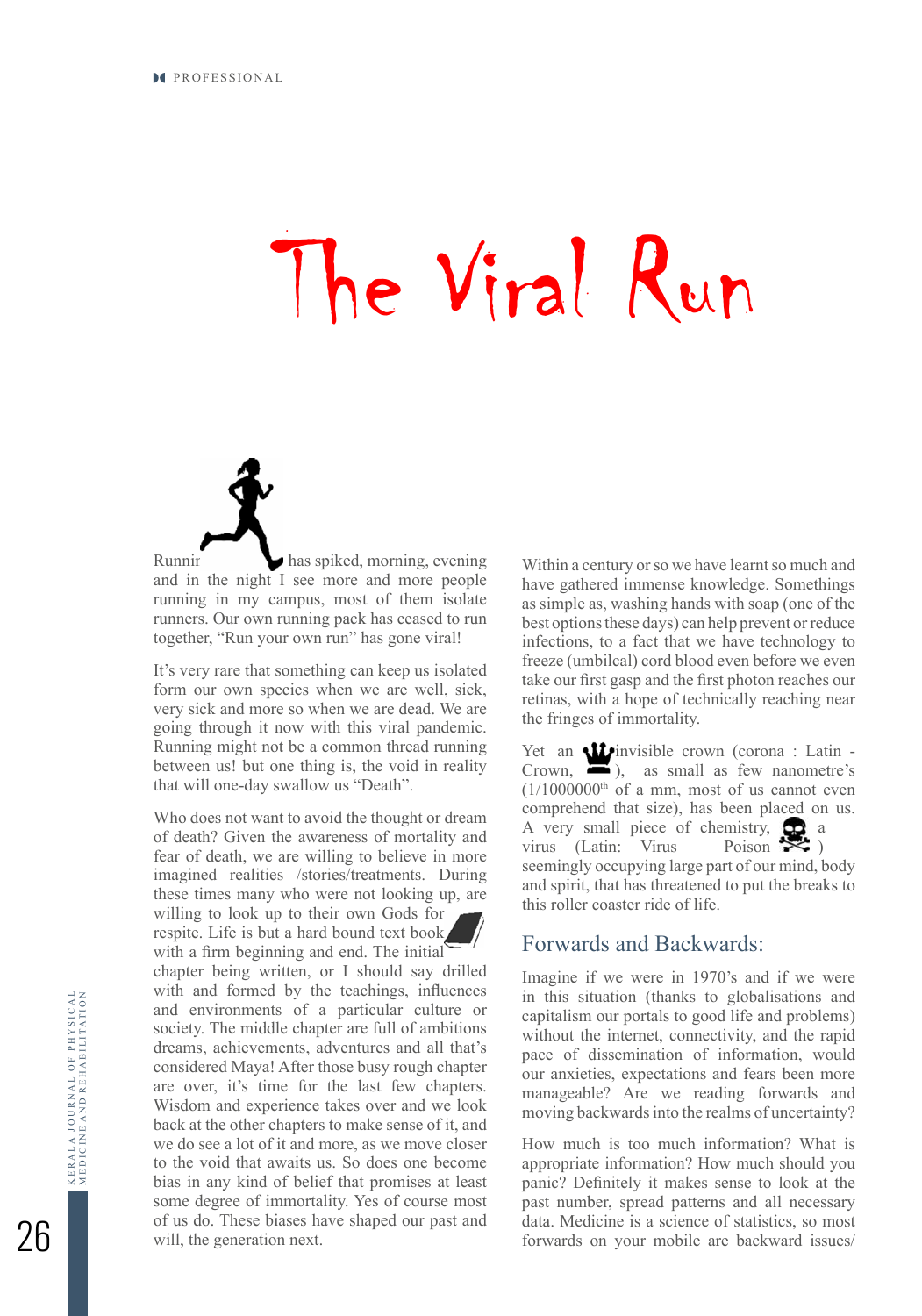# The Viral Run

Runnir has spiked, morning, evening and in the night I see more and more people running in my campus, most of them isolate runners. Our own running pack has ceased to run together, "Run your own run" has gone viral!

It's very rare that something can keep us isolated form our own species when we are well, sick, very sick and more so when we are dead. We are going through it now with this viral pandemic. Running might not be a common thread running between us! but one thing is, the void in reality that will one-day swallow us "Death".

Who does not want to avoid the thought or dream of death? Given the awareness of mortality and fear of death, we are willing to believe in more imagined realities /stories/treatments. During these times many who were not looking up, are willing to look up to their own Gods for respite. Life is but a hard bound text book with a firm beginning and end. The initial chapter being written, or I should say drilled with and formed by the teachings, influences and environments of a particular culture or society. The middle chapter are full of ambitions dreams, achievements, adventures and all that's considered Maya! After those busy rough chapter are over, it's time for the last few chapters. Wisdom and experience takes over and we look back at the other chapters to make sense of it, and we do see a lot of it and more, as we move closer to the void that awaits us. So does one become bias in any kind of belief that promises at least some degree of immortality. Yes of course most of us do. These biases have shaped our past and will, the generation next.

Within a century or so we have learnt so much and have gathered immense knowledge. Somethings as simple as, washing hands with soap (one of the best options these days) can help prevent or reduce infections, to a fact that we have technology to freeze (umbilcal) cord blood even before we even take our first gasp and the first photon reaches our retinas, with a hope of technically reaching near the fringes of immortality.

Yet an invisible crown (corona : Latin - Crown, ), as small as few nanometre's (1/1000000th of a mm, most of us cannot even comprehend that size), has been placed on us. A very small piece of chemistry, a virus (Latin: Virus – Poison ) seemingly occupying large part of our mind, body and spirit, that has threatened to put the breaks to this roller coaster ride of life.

## Forwards and Backwards:

Imagine if we were in 1970's and if we were in this situation (thanks to globalisations and capitalism our portals to good life and problems) without the internet, connectivity, and the rapid pace of dissemination of information, would our anxieties, expectations and fears been more manageable? Are we reading forwards and moving backwards into the realms of uncertainty?

How much is too much information? What is appropriate information? How much should you panic? Definitely it makes sense to look at the past number, spread patterns and all necessary data. Medicine is a science of statistics, so most forwards on your mobile are backward issues/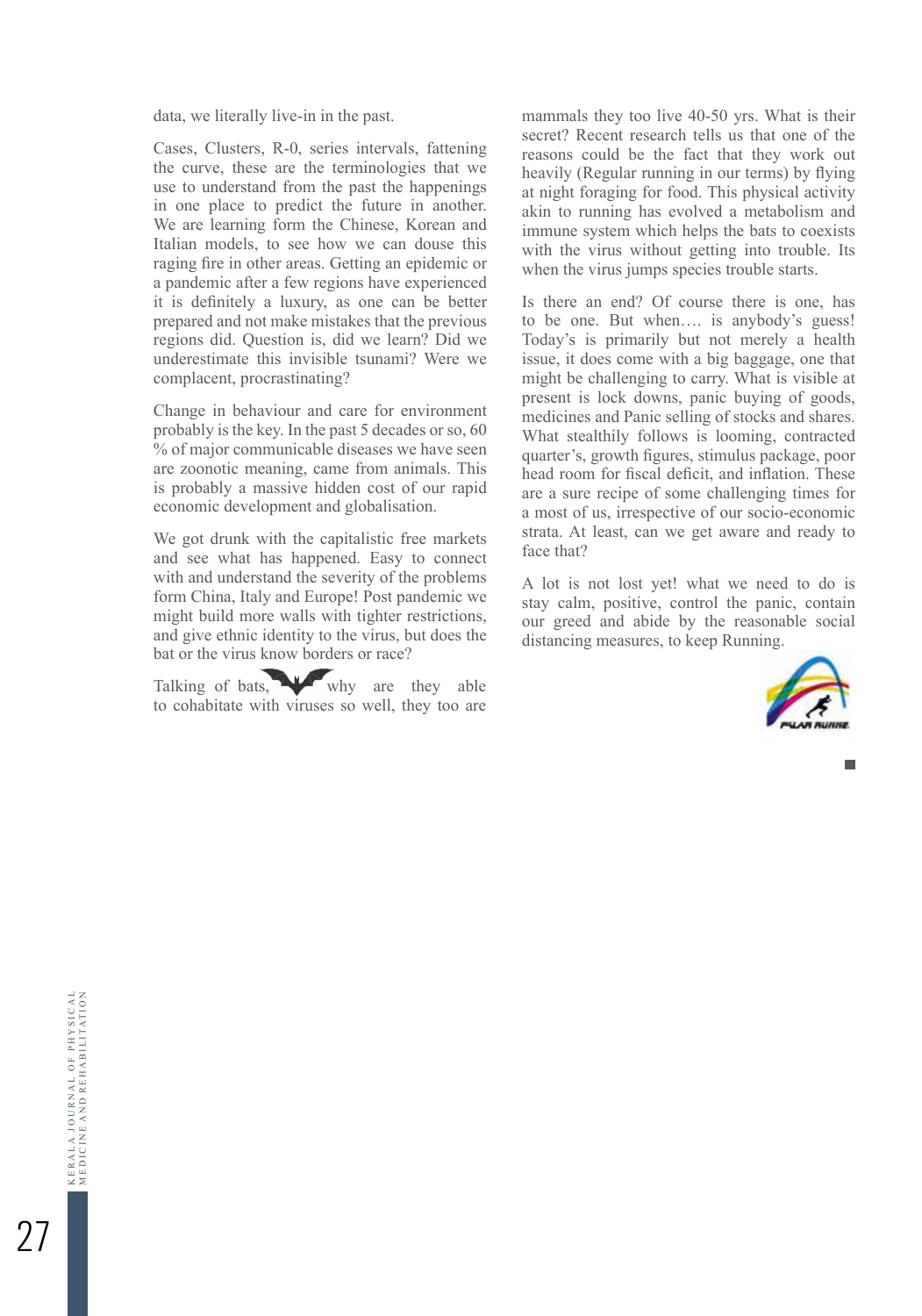data, we literally live-in in the past.

Cases, Clusters, R-0, series intervals, fattening the curve, these are the terminologies that we use to understand from the past the happenings in one place to predict the future in another. We are learning form the Chinese, Korean and Italian models, to see how we can douse this raging fire in other areas. Getting an epidemic or a pandemic after a few regions have experienced it is definitely a luxury, as one can be better prepared and not make mistakes that the previous regions did. Question is, did we learn? Did we underestimate this invisible tsunami? Were we complacent, procrastinating?

Change in behaviour and care for environment probably is the key. In the past 5 decades or so, 60 % of major communicable diseases we have seen are zoonotic meaning, came from animals. This is probably a massive hidden cost of our rapid economic development and globalisation.

We got drunk with the capitalistic free markets and see what has happened. Easy to connect with and understand the severity of the problems form China, Italy and Europe! Post pandemic we might build more walls with tighter restrictions, and give ethnic identity to the virus, but does the bat or the virus know borders or race?

Talking of bats, why are they able to cohabitate with viruses so well, they too are mammals they too live 40-50 yrs. What is their secret? Recent research tells us that one of the reasons could be the fact that they work out heavily (Regular running in our terms) by flying at night foraging for food. This physical activity akin to running has evolved a metabolism and immune system which helps the bats to coexists with the virus without getting into trouble. Its when the virus jumps species trouble starts.

Is there an end? Of course there is one, has to be one. But when…. is anybody's guess! Today's is primarily but not merely a health issue, it does come with a big baggage, one that might be challenging to carry. What is visible at present is lock downs, panic buying of goods, medicines and Panic selling of stocks and shares. What stealthily follows is looming, contracted quarter's, growth figures, stimulus package, poor head room for fiscal deficit, and inflation. These are a sure recipe of some challenging times for a most of us, irrespective of our socio-economic strata. At least, can we get aware and ready to face that?

A lot is not lost yet! what we need to do is stay calm, positive, control the panic, contain our greed and abide by the reasonable social distancing measures, to keep Running.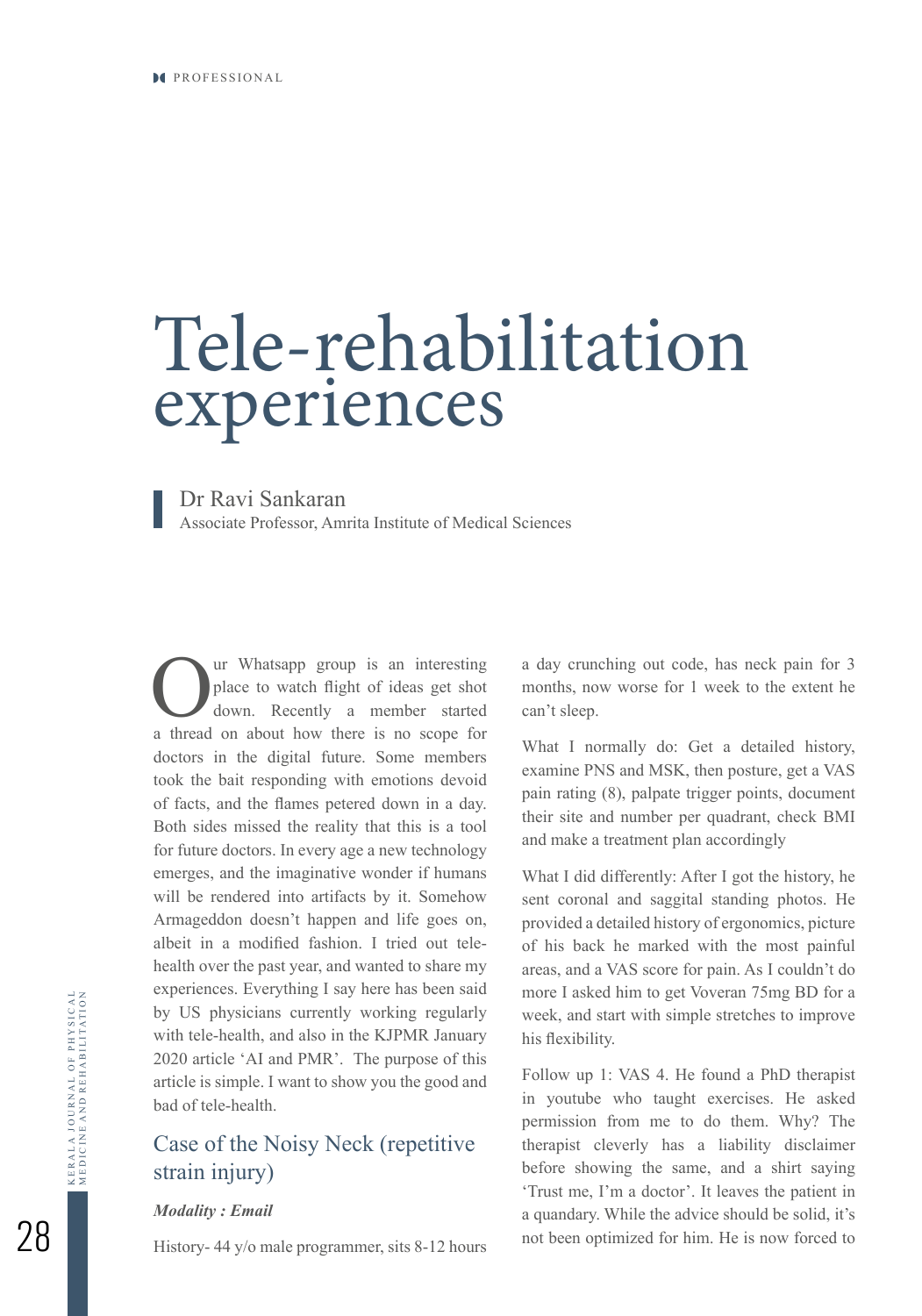# Tele-rehabilitation experiences

**Dr Ravi Sankaran**
Associate Professor, Amrita Institute of Medical Sciences

Our Whatsapp group is an interesting place to watch flight of ideas get shot down. Recently a member started a thread on about how there is no scope for doctors in the digital future. Some members took the bait responding with emotions devoid of facts, and the flames petered down in a day. Both sides missed the reality that this is a tool for future doctors. In every age a new technology emerges, and the imaginative wonder if humans will be rendered into artifacts by it. Somehow Armageddon doesn't happen and life goes on, albeit in a modified fashion. I tried out tele-health over the past year, and wanted to share my experiences. Everything I say here has been said by US physicians currently working regularly with tele-health, and also in the KJPMR January 2020 article 'AI and PMR'. The purpose of this article is simple. I want to show you the good and bad of tele-health.

## Case of the Noisy Neck (repetitive strain injury)

***Modality : Email***

History- 44 y/o male programmer, sits 8-12 hours a day crunching out code, has neck pain for 3 months, now worse for 1 week to the extent he can't sleep.

What I normally do: Get a detailed history, examine PNS and MSK, then posture, get a VAS pain rating (8), palpate trigger points, document their site and number per quadrant, check BMI and make a treatment plan accordingly

What I did differently: After I got the history, he sent coronal and saggital standing photos. He provided a detailed history of ergonomics, picture of his back he marked with the most painful areas, and a VAS score for pain. As I couldn't do more I asked him to get Voveran 75mg BD for a week, and start with simple stretches to improve his flexibility.

Follow up 1: VAS 4. He found a PhD therapist in youtube who taught exercises. He asked permission from me to do them. Why? The therapist cleverly has a liability disclaimer before showing the same, and a shirt saying 'Trust me, I'm a doctor'. It leaves the patient in a quandary. While the advice should be solid, it's not been optimized for him. He is now forced to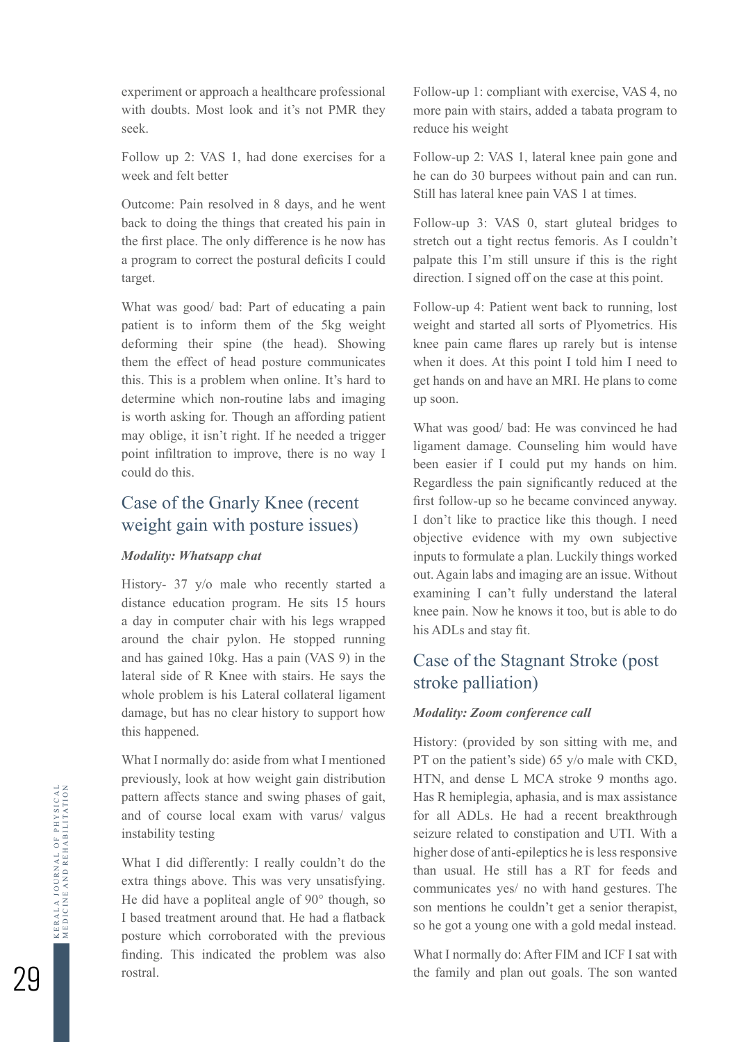experiment or approach a healthcare professional with doubts. Most look and it's not PMR they seek.

Follow up 2: VAS 1, had done exercises for a week and felt better

Outcome: Pain resolved in 8 days, and he went back to doing the things that created his pain in the first place. The only difference is he now has a program to correct the postural deficits I could target.

What was good/ bad: Part of educating a pain patient is to inform them of the 5kg weight deforming their spine (the head). Showing them the effect of head posture communicates this. This is a problem when online. It's hard to determine which non-routine labs and imaging is worth asking for. Though an affording patient may oblige, it isn't right. If he needed a trigger point infiltration to improve, there is no way I could do this.

## Case of the Gnarly Knee (recent weight gain with posture issues)

***Modality: Whatsapp chat***

History- 37 y/o male who recently started a distance education program. He sits 15 hours a day in computer chair with his legs wrapped around the chair pylon. He stopped running and has gained 10kg. Has a pain (VAS 9) in the lateral side of R Knee with stairs. He says the whole problem is his Lateral collateral ligament damage, but has no clear history to support how this happened.

What I normally do: aside from what I mentioned previously, look at how weight gain distribution pattern affects stance and swing phases of gait, and of course local exam with varus/ valgus instability testing

What I did differently: I really couldn't do the extra things above. This was very unsatisfying. He did have a popliteal angle of 90° though, so I based treatment around that. He had a flatback posture which corroborated with the previous finding. This indicated the problem was also rostral.

Follow-up 1: compliant with exercise, VAS 4, no more pain with stairs, added a tabata program to reduce his weight

Follow-up 2: VAS 1, lateral knee pain gone and he can do 30 burpees without pain and can run. Still has lateral knee pain VAS 1 at times.

Follow-up 3: VAS 0, start gluteal bridges to stretch out a tight rectus femoris. As I couldn't palpate this I'm still unsure if this is the right direction. I signed off on the case at this point.

Follow-up 4: Patient went back to running, lost weight and started all sorts of Plyometrics. His knee pain came flares up rarely but is intense when it does. At this point I told him I need to get hands on and have an MRI. He plans to come up soon.

What was good/ bad: He was convinced he had ligament damage. Counseling him would have been easier if I could put my hands on him. Regardless the pain significantly reduced at the first follow-up so he became convinced anyway. I don't like to practice like this though. I need objective evidence with my own subjective inputs to formulate a plan. Luckily things worked out. Again labs and imaging are an issue. Without examining I can't fully understand the lateral knee pain. Now he knows it too, but is able to do his ADLs and stay fit.

## Case of the Stagnant Stroke (post stroke palliation)

***Modality: Zoom conference call***

History: (provided by son sitting with me, and PT on the patient's side) 65 y/o male with CKD, HTN, and dense L MCA stroke 9 months ago. Has R hemiplegia, aphasia, and is max assistance for all ADLs. He had a recent breakthrough seizure related to constipation and UTI. With a higher dose of anti-epileptics he is less responsive than usual. He still has a RT for feeds and communicates yes/ no with hand gestures. The son mentions he couldn't get a senior therapist, so he got a young one with a gold medal instead.

What I normally do: After FIM and ICF I sat with the family and plan out goals. The son wanted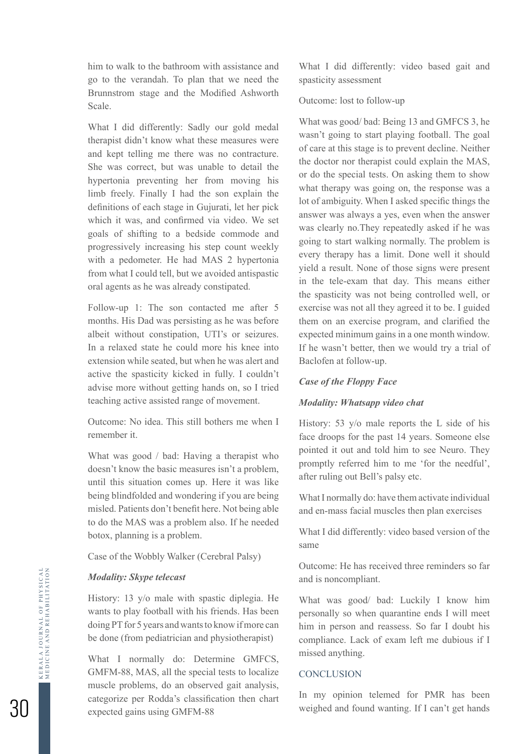him to walk to the bathroom with assistance and go to the verandah. To plan that we need the Brunnstrom stage and the Modified Ashworth Scale.

What I did differently: Sadly our gold medal therapist didn't know what these measures were and kept telling me there was no contracture. She was correct, but was unable to detail the hypertonia preventing her from moving his limb freely. Finally I had the son explain the definitions of each stage in Gujurati, let her pick which it was, and confirmed via video. We set goals of shifting to a bedside commode and progressively increasing his step count weekly with a pedometer. He had MAS 2 hypertonia from what I could tell, but we avoided antispastic oral agents as he was already constipated.

Follow-up 1: The son contacted me after 5 months. His Dad was persisting as he was before albeit without constipation, UTI's or seizures. In a relaxed state he could more his knee into extension while seated, but when he was alert and active the spasticity kicked in fully. I couldn't advise more without getting hands on, so I tried teaching active assisted range of movement.

Outcome: No idea. This still bothers me when I remember it.

What was good / bad: Having a therapist who doesn't know the basic measures isn't a problem, until this situation comes up. Here it was like being blindfolded and wondering if you are being misled. Patients don't benefit here. Not being able to do the MAS was a problem also. If he needed botox, planning is a problem.

Case of the Wobbly Walker (Cerebral Palsy)

***Modality: Skype telecast***

History: 13 y/o male with spastic diplegia. He wants to play football with his friends. Has been doing PT for 5 years and wants to know if more can be done (from pediatrician and physiotherapist)

What I normally do: Determine GMFCS, GMFM-88, MAS, all the special tests to localize muscle problems, do an observed gait analysis, categorize per Rodda's classification then chart expected gains using GMFM-88

What I did differently: video based gait and spasticity assessment

Outcome: lost to follow-up

What was good/ bad: Being 13 and GMFCS 3, he wasn't going to start playing football. The goal of care at this stage is to prevent decline. Neither the doctor nor therapist could explain the MAS, or do the special tests. On asking them to show what therapy was going on, the response was a lot of ambiguity. When I asked specific things the answer was always a yes, even when the answer was clearly no.They repeatedly asked if he was going to start walking normally. The problem is every therapy has a limit. Done well it should yield a result. None of those signs were present in the tele-exam that day. This means either the spasticity was not being controlled well, or exercise was not all they agreed it to be. I guided them on an exercise program, and clarified the expected minimum gains in a one month window. If he wasn't better, then we would try a trial of Baclofen at follow-up.

***Case of the Floppy Face***

***Modality: Whatsapp video chat***

History: 53 y/o male reports the L side of his face droops for the past 14 years. Someone else pointed it out and told him to see Neuro. They promptly referred him to me 'for the needful', after ruling out Bell's palsy etc.

What I normally do: have them activate individual and en-mass facial muscles then plan exercises

What I did differently: video based version of the same

Outcome: He has received three reminders so far and is noncompliant.

What was good/ bad: Luckily I know him personally so when quarantine ends I will meet him in person and reassess. So far I doubt his compliance. Lack of exam left me dubious if I missed anything.

## CONCLUSION

In my opinion telemed for PMR has been weighed and found wanting. If I can't get hands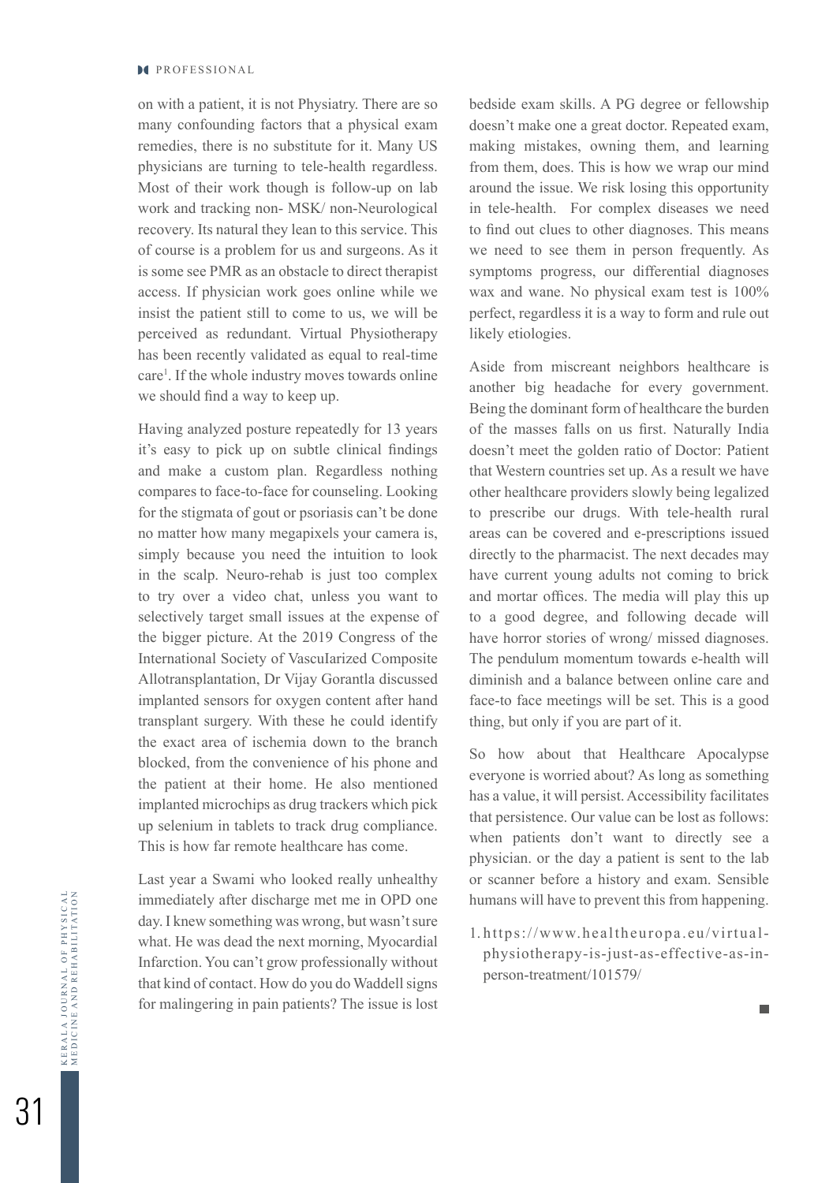on with a patient, it is not Physiatry. There are so many confounding factors that a physical exam remedies, there is no substitute for it. Many US physicians are turning to tele-health regardless. Most of their work though is follow-up on lab work and tracking non- MSK/ non-Neurological recovery. Its natural they lean to this service. This of course is a problem for us and surgeons. As it is some see PMR as an obstacle to direct therapist access. If physician work goes online while we insist the patient still to come to us, we will be perceived as redundant. Virtual Physiotherapy has been recently validated as equal to real-time care[1]. If the whole industry moves towards online we should find a way to keep up.

Having analyzed posture repeatedly for 13 years it's easy to pick up on subtle clinical findings and make a custom plan. Regardless nothing compares to face-to-face for counseling. Looking for the stigmata of gout or psoriasis can't be done no matter how many megapixels your camera is, simply because you need the intuition to look in the scalp. Neuro-rehab is just too complex to try over a video chat, unless you want to selectively target small issues at the expense of the bigger picture. At the 2019 Congress of the International Society of Vascularized Composite Allotransplantation, Dr Vijay Gorantla discussed implanted sensors for oxygen content after hand transplant surgery. With these he could identify the exact area of ischemia down to the branch blocked, from the convenience of his phone and the patient at their home. He also mentioned implanted microchips as drug trackers which pick up selenium in tablets to track drug compliance. This is how far remote healthcare has come.

Last year a Swami who looked really unhealthy immediately after discharge met me in OPD one day. I knew something was wrong, but wasn't sure what. He was dead the next morning, Myocardial Infarction. You can't grow professionally without that kind of contact. How do you do Waddell signs for malingering in pain patients? The issue is lost bedside exam skills. A PG degree or fellowship doesn't make one a great doctor. Repeated exam, making mistakes, owning them, and learning from them, does. This is how we wrap our mind around the issue. We risk losing this opportunity in tele-health. For complex diseases we need to find out clues to other diagnoses. This means we need to see them in person frequently. As symptoms progress, our differential diagnoses wax and wane. No physical exam test is 100% perfect, regardless it is a way to form and rule out likely etiologies.

Aside from miscreant neighbors healthcare is another big headache for every government. Being the dominant form of healthcare the burden of the masses falls on us first. Naturally India doesn't meet the golden ratio of Doctor: Patient that Western countries set up. As a result we have other healthcare providers slowly being legalized to prescribe our drugs. With tele-health rural areas can be covered and e-prescriptions issued directly to the pharmacist. The next decades may have current young adults not coming to brick and mortar offices. The media will play this up to a good degree, and following decade will have horror stories of wrong/ missed diagnoses. The pendulum momentum towards e-health will diminish and a balance between online care and face-to face meetings will be set. This is a good thing, but only if you are part of it.

So how about that Healthcare Apocalypse everyone is worried about? As long as something has a value, it will persist. Accessibility facilitates that persistence. Our value can be lost as follows: when patients don't want to directly see a physician. or the day a patient is sent to the lab or scanner before a history and exam. Sensible humans will have to prevent this from happening.

1. https://www.healtheuropa.eu/virtual-physiotherapy-is-just-as-effective-as-in-person-treatment/101579/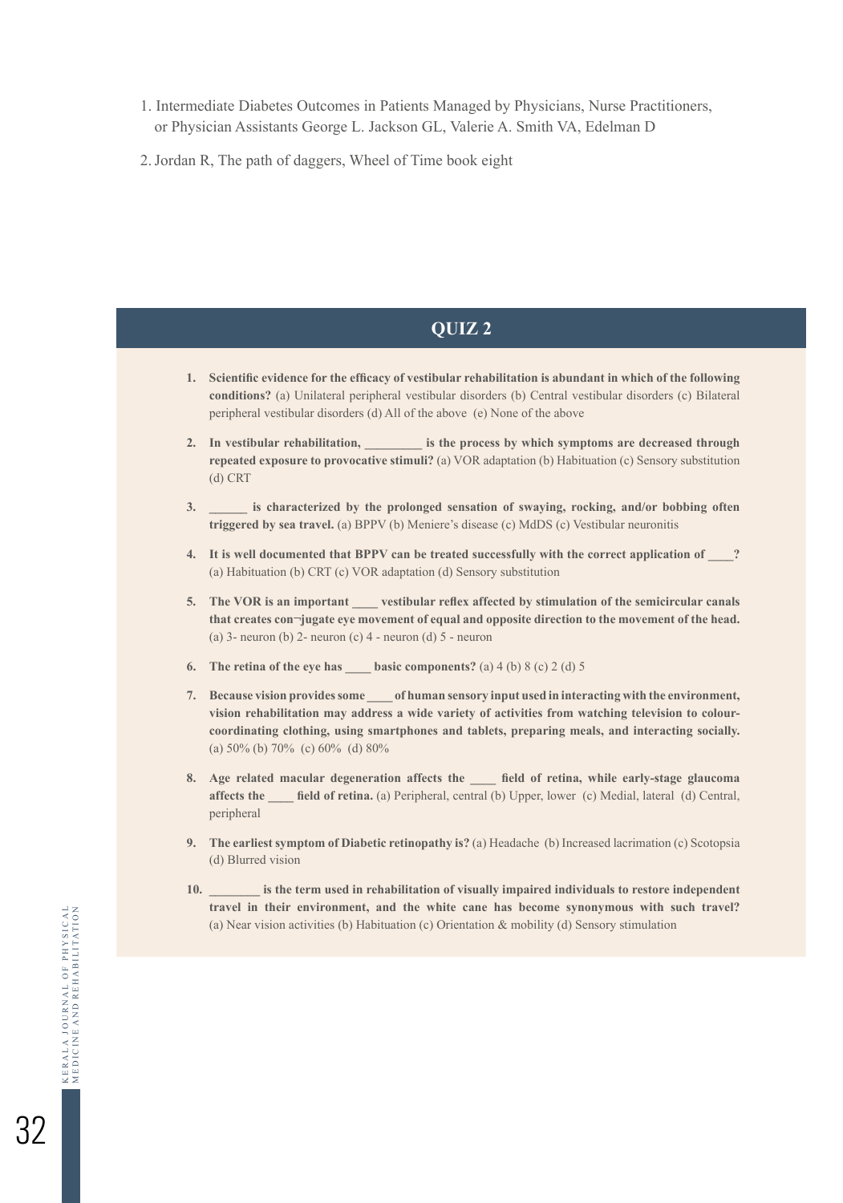1. Intermediate Diabetes Outcomes in Patients Managed by Physicians, Nurse Practitioners, or Physician Assistants George L. Jackson GL, Valerie A. Smith VA, Edelman D

2. Jordan R, The path of daggers, Wheel of Time book eight

## QUIZ 2

1. **Scientific evidence for the efficacy of vestibular rehabilitation is abundant in which of the following conditions?** (a) Unilateral peripheral vestibular disorders (b) Central vestibular disorders (c) Bilateral peripheral vestibular disorders (d) All of the above (e) None of the above

2. **In vestibular rehabilitation, _________ is the process by which symptoms are decreased through repeated exposure to provocative stimuli?** (a) VOR adaptation (b) Habituation (c) Sensory substitution (d) CRT

3. **______ is characterized by the prolonged sensation of swaying, rocking, and/or bobbing often triggered by sea travel.** (a) BPPV (b) Meniere's disease (c) MdDS (c) Vestibular neuronitis

4. **It is well documented that BPPV can be treated successfully with the correct application of ____?** (a) Habituation (b) CRT (c) VOR adaptation (d) Sensory substitution

5. **The VOR is an important ____ vestibular reflex affected by stimulation of the semicircular canals that creates con¬jugate eye movement of equal and opposite direction to the movement of the head.** (a) 3- neuron (b) 2- neuron (c) 4 - neuron (d) 5 - neuron

6. **The retina of the eye has ____ basic components?** (a) 4 (b) 8 (c) 2 (d) 5

7. **Because vision provides some ____ of human sensory input used in interacting with the environment, vision rehabilitation may address a wide variety of activities from watching television to colour-coordinating clothing, using smartphones and tablets, preparing meals, and interacting socially.** (a) 50% (b) 70% (c) 60% (d) 80%

8. **Age related macular degeneration affects the ____ field of retina, while early-stage glaucoma affects the ____ field of retina.** (a) Peripheral, central (b) Upper, lower (c) Medial, lateral (d) Central, peripheral

9. **The earliest symptom of Diabetic retinopathy is?** (a) Headache (b) Increased lacrimation (c) Scotopsia (d) Blurred vision

10. **________ is the term used in rehabilitation of visually impaired individuals to restore independent travel in their environment, and the white cane has become synonymous with such travel?** (a) Near vision activities (b) Habituation (c) Orientation & mobility (d) Sensory stimulation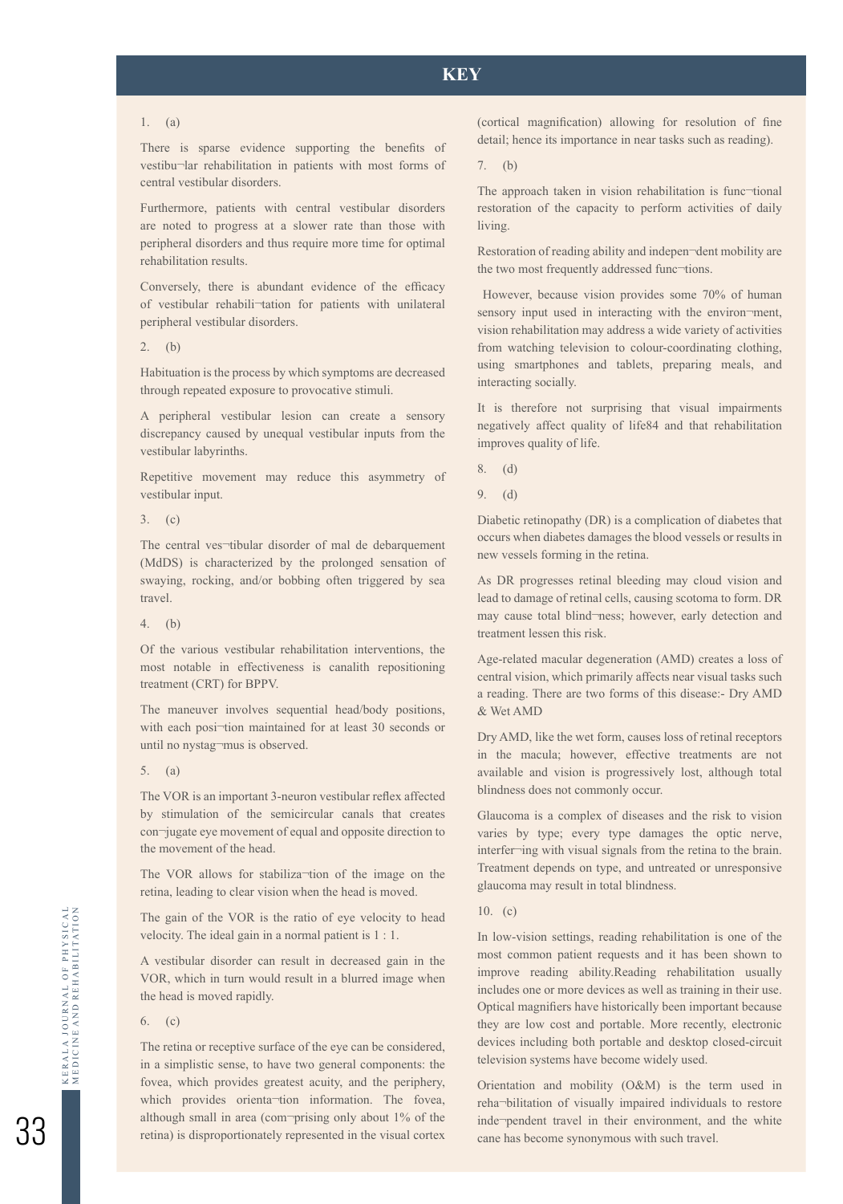# KEY

1. (a)

There is sparse evidence supporting the benefits of vestibu¬lar rehabilitation in patients with most forms of central vestibular disorders.

Furthermore, patients with central vestibular disorders are noted to progress at a slower rate than those with peripheral disorders and thus require more time for optimal rehabilitation results.

Conversely, there is abundant evidence of the efficacy of vestibular rehabili¬tation for patients with unilateral peripheral vestibular disorders.

2. (b)

Habituation is the process by which symptoms are decreased through repeated exposure to provocative stimuli.

A peripheral vestibular lesion can create a sensory discrepancy caused by unequal vestibular inputs from the vestibular labyrinths.

Repetitive movement may reduce this asymmetry of vestibular input.

3. (c)

The central ves¬tibular disorder of mal de debarquement (MdDS) is characterized by the prolonged sensation of swaying, rocking, and/or bobbing often triggered by sea travel.

4. (b)

Of the various vestibular rehabilitation interventions, the most notable in effectiveness is canalith repositioning treatment (CRT) for BPPV.

The maneuver involves sequential head/body positions, with each posi¬tion maintained for at least 30 seconds or until no nystag¬mus is observed.

5. (a)

The VOR is an important 3-neuron vestibular reflex affected by stimulation of the semicircular canals that creates con¬jugate eye movement of equal and opposite direction to the movement of the head.

The VOR allows for stabiliza¬tion of the image on the retina, leading to clear vision when the head is moved.

The gain of the VOR is the ratio of eye velocity to head velocity. The ideal gain in a normal patient is 1 : 1.

A vestibular disorder can result in decreased gain in the VOR, which in turn would result in a blurred image when the head is moved rapidly.

6. (c)

The retina or receptive surface of the eye can be considered, in a simplistic sense, to have two general components: the fovea, which provides greatest acuity, and the periphery, which provides orienta¬tion information. The fovea, although small in area (com¬prising only about 1% of the retina) is disproportionately represented in the visual cortex (cortical magnification) allowing for resolution of fine detail; hence its importance in near tasks such as reading).

7. (b)

The approach taken in vision rehabilitation is func¬tional restoration of the capacity to perform activities of daily living.

Restoration of reading ability and indepen¬dent mobility are the two most frequently addressed func¬tions.

However, because vision provides some 70% of human sensory input used in interacting with the environ¬ment, vision rehabilitation may address a wide variety of activities from watching television to colour-coordinating clothing, using smartphones and tablets, preparing meals, and interacting socially.

It is therefore not surprising that visual impairments negatively affect quality of life84 and that rehabilitation improves quality of life.

8. (d)

9. (d)

Diabetic retinopathy (DR) is a complication of diabetes that occurs when diabetes damages the blood vessels or results in new vessels forming in the retina.

As DR progresses retinal bleeding may cloud vision and lead to damage of retinal cells, causing scotoma to form. DR may cause total blind¬ness; however, early detection and treatment lessen this risk.

Age-related macular degeneration (AMD) creates a loss of central vision, which primarily affects near visual tasks such a reading. There are two forms of this disease:- Dry AMD & Wet AMD

Dry AMD, like the wet form, causes loss of retinal receptors in the macula; however, effective treatments are not available and vision is progressively lost, although total blindness does not commonly occur.

Glaucoma is a complex of diseases and the risk to vision varies by type; every type damages the optic nerve, interfer¬ing with visual signals from the retina to the brain. Treatment depends on type, and untreated or unresponsive glaucoma may result in total blindness.

10. (c)

In low-vision settings, reading rehabilitation is one of the most common patient requests and it has been shown to improve reading ability.Reading rehabilitation usually includes one or more devices as well as training in their use. Optical magnifiers have historically been important because they are low cost and portable. More recently, electronic devices including both portable and desktop closed-circuit television systems have become widely used.

Orientation and mobility (O&M) is the term used in reha¬bilitation of visually impaired individuals to restore inde¬pendent travel in their environment, and the white cane has become synonymous with such travel.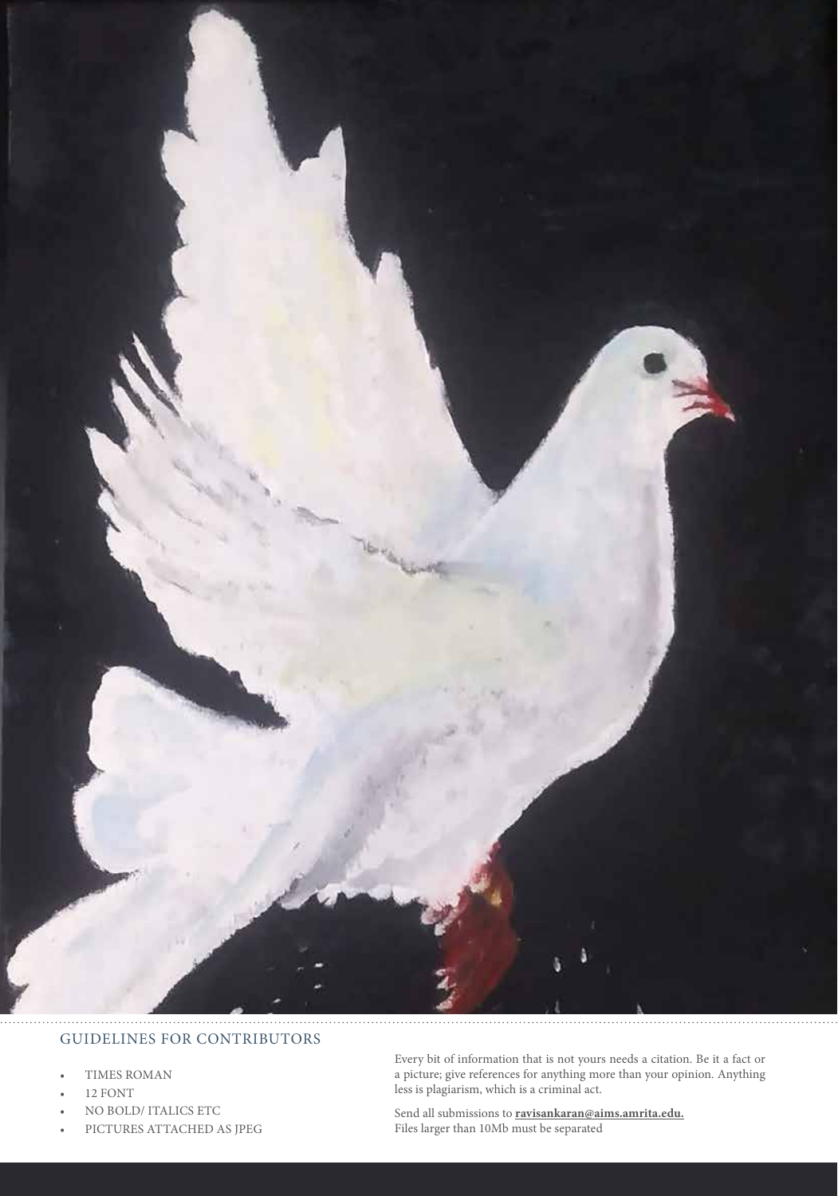## GUIDELINES FOR CONTRIBUTORS

- TIMES ROMAN
- 12 FONT
- NO BOLD/ ITALICS ETC
- PICTURES ATTACHED AS JPEG

Every bit of information that is not yours needs a citation. Be it a fact or a picture; give references for anything more than your opinion. Anything less is plagiarism, which is a criminal act.

Send all submissions to **ravisankaran@aims.amrita.edu.**
Files larger than 10Mb must be separated